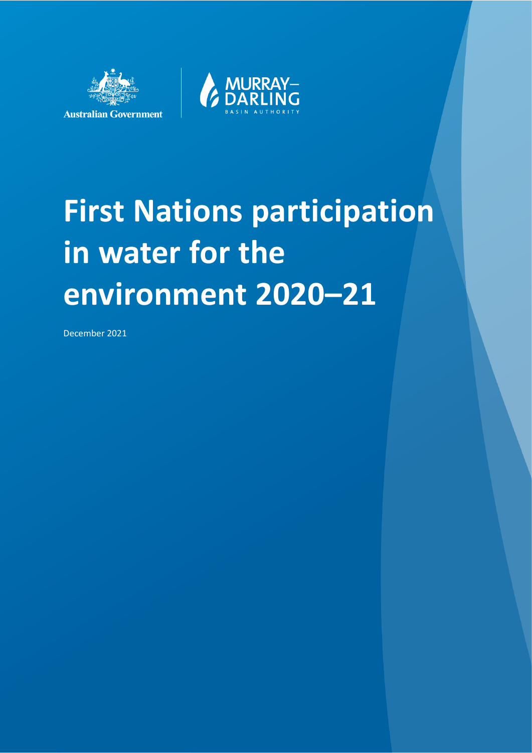Australian Government

MURRAY–DARLING BASIN AUTHORITY

# First Nations participation in water for the environment 2020–21

December 2021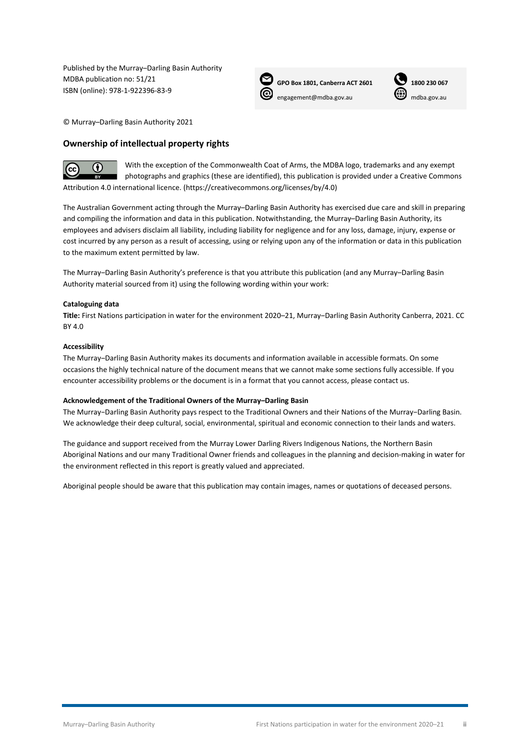Published by the Murray–Darling Basin Authority
MDBA publication no: 51/21
ISBN (online): 978-1-922396-83-9

**GPO Box 1801, Canberra ACT 2601**
engagement@mdba.gov.au
**1800 230 067**
mdba.gov.au

© Murray–Darling Basin Authority 2021

## Ownership of intellectual property rights

With the exception of the Commonwealth Coat of Arms, the MDBA logo, trademarks and any exempt photographs and graphics (these are identified), this publication is provided under a Creative Commons Attribution 4.0 international licence. (https://creativecommons.org/licenses/by/4.0)

The Australian Government acting through the Murray–Darling Basin Authority has exercised due care and skill in preparing and compiling the information and data in this publication. Notwithstanding, the Murray–Darling Basin Authority, its employees and advisers disclaim all liability, including liability for negligence and for any loss, damage, injury, expense or cost incurred by any person as a result of accessing, using or relying upon any of the information or data in this publication to the maximum extent permitted by law.

The Murray–Darling Basin Authority's preference is that you attribute this publication (and any Murray–Darling Basin Authority material sourced from it) using the following wording within your work:

**Cataloguing data**

**Title:** First Nations participation in water for the environment 2020–21, Murray–Darling Basin Authority Canberra, 2021. CC BY 4.0

**Accessibility**

The Murray–Darling Basin Authority makes its documents and information available in accessible formats. On some occasions the highly technical nature of the document means that we cannot make some sections fully accessible. If you encounter accessibility problems or the document is in a format that you cannot access, please contact us.

**Acknowledgement of the Traditional Owners of the Murray–Darling Basin**

The Murray−Darling Basin Authority pays respect to the Traditional Owners and their Nations of the Murray−Darling Basin. We acknowledge their deep cultural, social, environmental, spiritual and economic connection to their lands and waters.

The guidance and support received from the Murray Lower Darling Rivers Indigenous Nations, the Northern Basin Aboriginal Nations and our many Traditional Owner friends and colleagues in the planning and decision-making in water for the environment reflected in this report is greatly valued and appreciated.

Aboriginal people should be aware that this publication may contain images, names or quotations of deceased persons.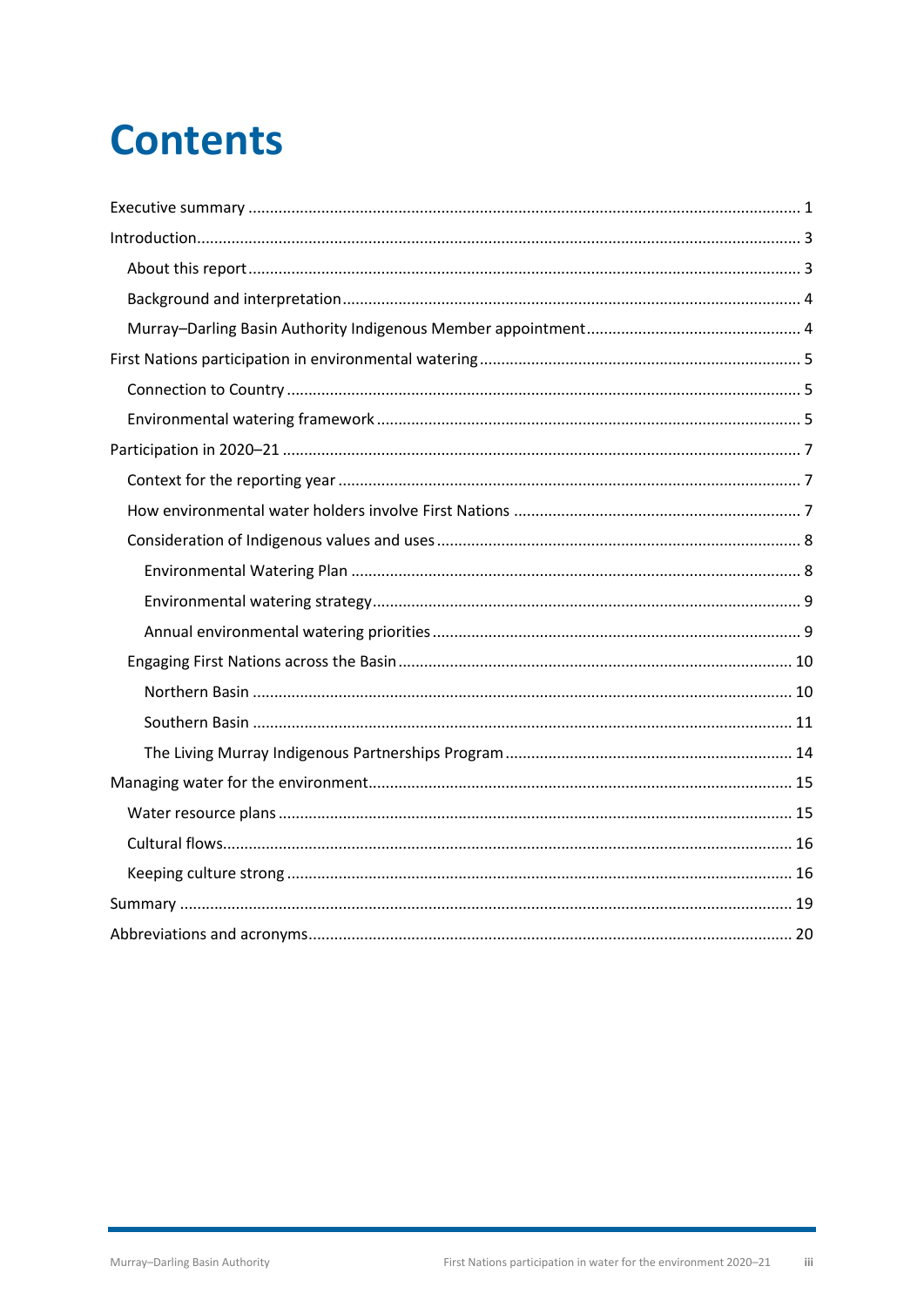# Contents

Executive summary ..... 1

Introduction ..... 3

- About this report ..... 3
- Background and interpretation ..... 4
- Murray–Darling Basin Authority Indigenous Member appointment ..... 4

First Nations participation in environmental watering ..... 5

- Connection to Country ..... 5
- Environmental watering framework ..... 5

Participation in 2020–21 ..... 7

- Context for the reporting year ..... 7
- How environmental water holders involve First Nations ..... 7
- Consideration of Indigenous values and uses ..... 8
  - Environmental Watering Plan ..... 8
  - Environmental watering strategy ..... 9
  - Annual environmental watering priorities ..... 9
- Engaging First Nations across the Basin ..... 10
  - Northern Basin ..... 10
  - Southern Basin ..... 11
  - The Living Murray Indigenous Partnerships Program ..... 14

Managing water for the environment ..... 15

- Water resource plans ..... 15
- Cultural flows ..... 16
- Keeping culture strong ..... 16

Summary ..... 19

Abbreviations and acronyms ..... 20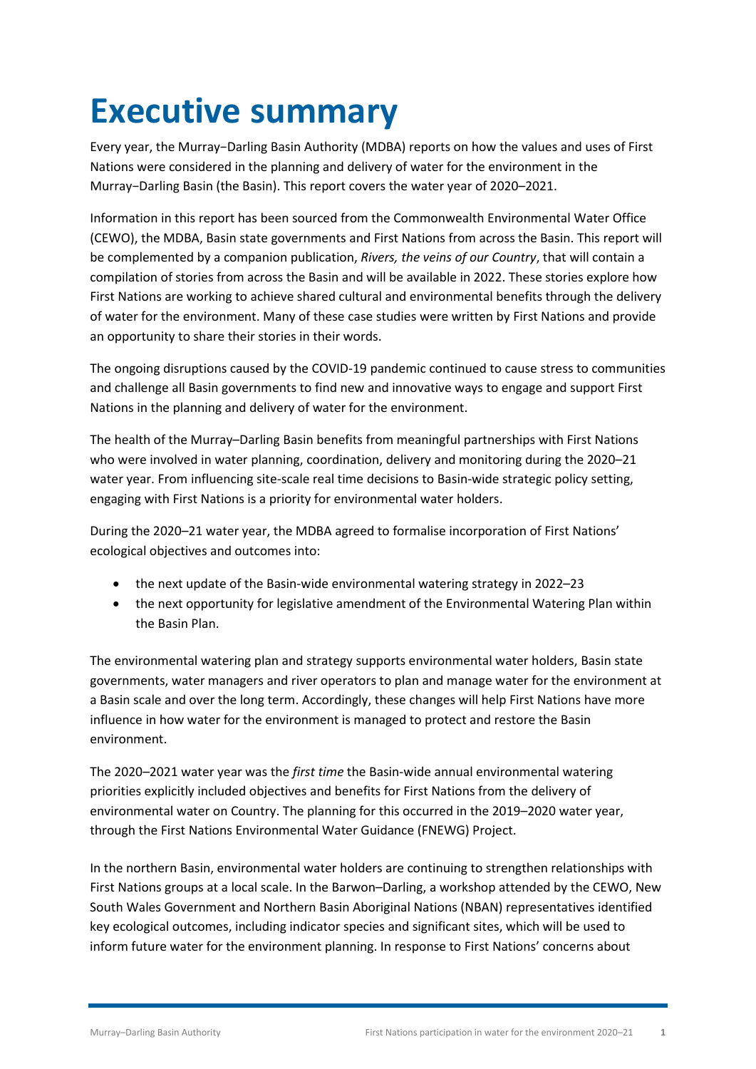# Executive summary

Every year, the Murray−Darling Basin Authority (MDBA) reports on how the values and uses of First Nations were considered in the planning and delivery of water for the environment in the Murray−Darling Basin (the Basin). This report covers the water year of 2020–2021.

Information in this report has been sourced from the Commonwealth Environmental Water Office (CEWO), the MDBA, Basin state governments and First Nations from across the Basin. This report will be complemented by a companion publication, *Rivers, the veins of our Country*, that will contain a compilation of stories from across the Basin and will be available in 2022. These stories explore how First Nations are working to achieve shared cultural and environmental benefits through the delivery of water for the environment. Many of these case studies were written by First Nations and provide an opportunity to share their stories in their words.

The ongoing disruptions caused by the COVID-19 pandemic continued to cause stress to communities and challenge all Basin governments to find new and innovative ways to engage and support First Nations in the planning and delivery of water for the environment.

The health of the Murray–Darling Basin benefits from meaningful partnerships with First Nations who were involved in water planning, coordination, delivery and monitoring during the 2020–21 water year. From influencing site-scale real time decisions to Basin-wide strategic policy setting, engaging with First Nations is a priority for environmental water holders.

During the 2020–21 water year, the MDBA agreed to formalise incorporation of First Nations' ecological objectives and outcomes into:

- the next update of the Basin-wide environmental watering strategy in 2022–23
- the next opportunity for legislative amendment of the Environmental Watering Plan within the Basin Plan.

The environmental watering plan and strategy supports environmental water holders, Basin state governments, water managers and river operators to plan and manage water for the environment at a Basin scale and over the long term. Accordingly, these changes will help First Nations have more influence in how water for the environment is managed to protect and restore the Basin environment.

The 2020–2021 water year was the *first time* the Basin-wide annual environmental watering priorities explicitly included objectives and benefits for First Nations from the delivery of environmental water on Country. The planning for this occurred in the 2019–2020 water year, through the First Nations Environmental Water Guidance (FNEWG) Project.

In the northern Basin, environmental water holders are continuing to strengthen relationships with First Nations groups at a local scale. In the Barwon–Darling, a workshop attended by the CEWO, New South Wales Government and Northern Basin Aboriginal Nations (NBAN) representatives identified key ecological outcomes, including indicator species and significant sites, which will be used to inform future water for the environment planning. In response to First Nations' concerns about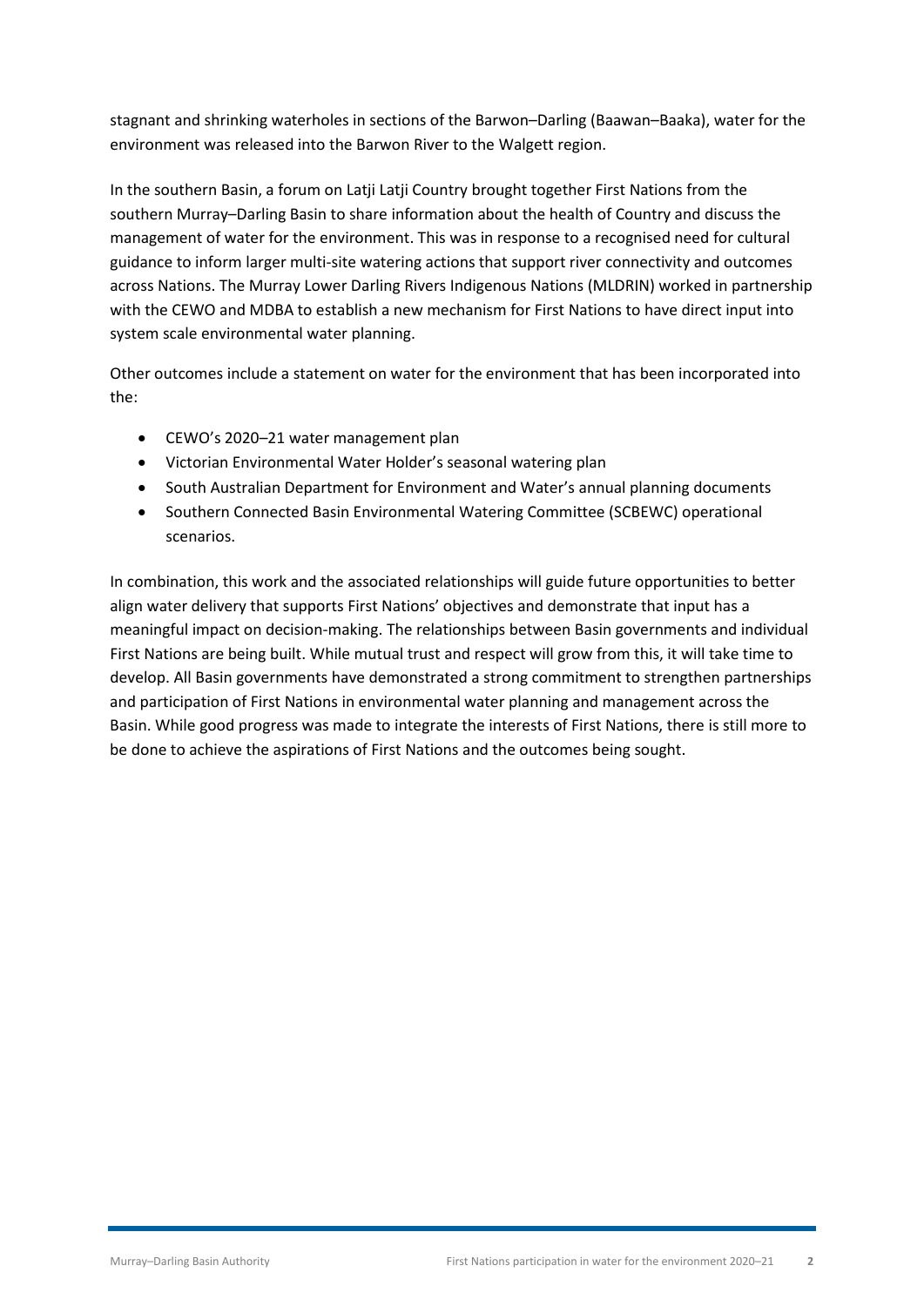stagnant and shrinking waterholes in sections of the Barwon–Darling (Baawan–Baaka), water for the environment was released into the Barwon River to the Walgett region.

In the southern Basin, a forum on Latji Latji Country brought together First Nations from the southern Murray–Darling Basin to share information about the health of Country and discuss the management of water for the environment. This was in response to a recognised need for cultural guidance to inform larger multi-site watering actions that support river connectivity and outcomes across Nations. The Murray Lower Darling Rivers Indigenous Nations (MLDRIN) worked in partnership with the CEWO and MDBA to establish a new mechanism for First Nations to have direct input into system scale environmental water planning.

Other outcomes include a statement on water for the environment that has been incorporated into the:

- CEWO's 2020–21 water management plan
- Victorian Environmental Water Holder's seasonal watering plan
- South Australian Department for Environment and Water's annual planning documents
- Southern Connected Basin Environmental Watering Committee (SCBEWC) operational scenarios.

In combination, this work and the associated relationships will guide future opportunities to better align water delivery that supports First Nations' objectives and demonstrate that input has a meaningful impact on decision-making. The relationships between Basin governments and individual First Nations are being built. While mutual trust and respect will grow from this, it will take time to develop. All Basin governments have demonstrated a strong commitment to strengthen partnerships and participation of First Nations in environmental water planning and management across the Basin. While good progress was made to integrate the interests of First Nations, there is still more to be done to achieve the aspirations of First Nations and the outcomes being sought.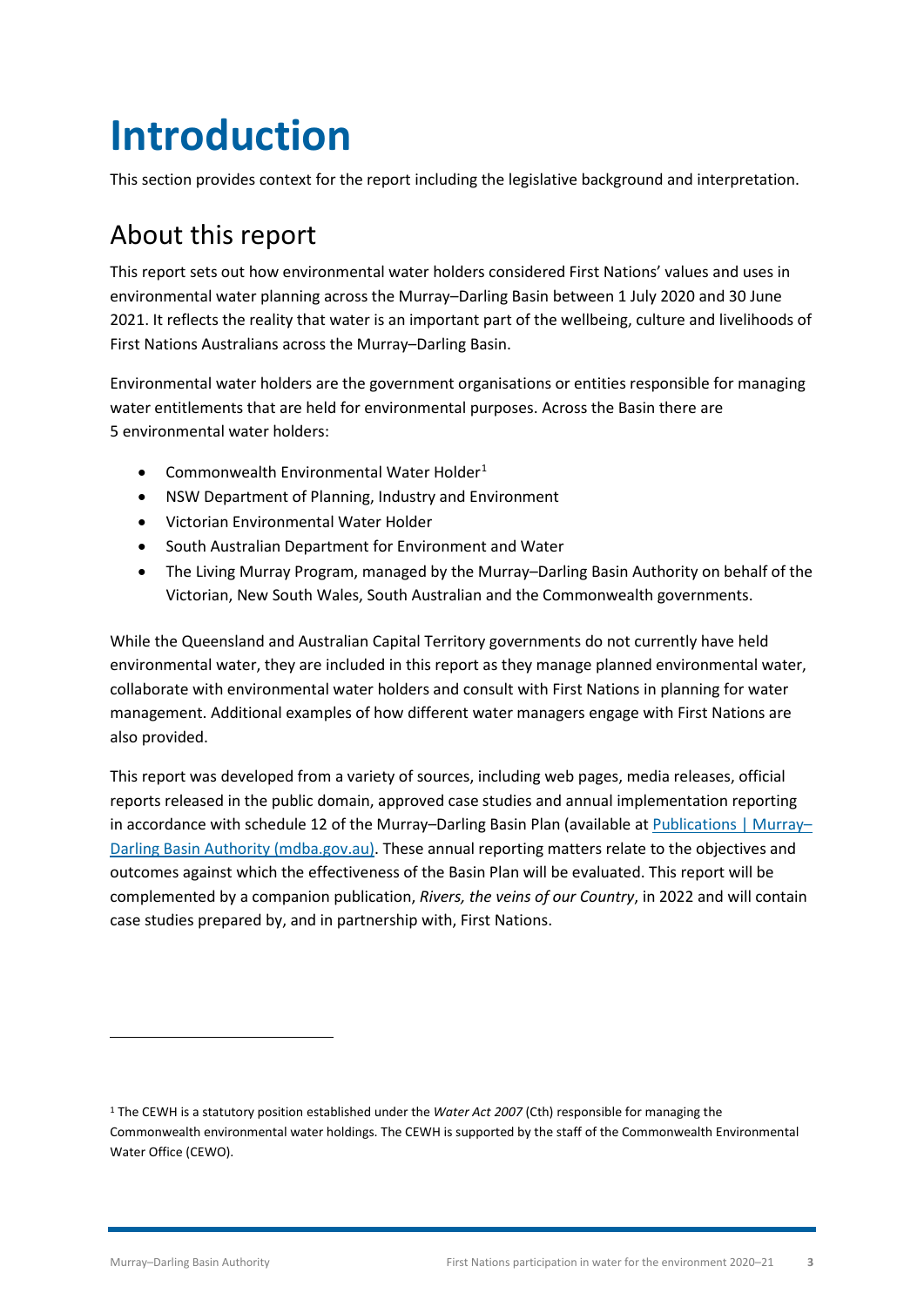# Introduction

This section provides context for the report including the legislative background and interpretation.

## About this report

This report sets out how environmental water holders considered First Nations' values and uses in environmental water planning across the Murray–Darling Basin between 1 July 2020 and 30 June 2021. It reflects the reality that water is an important part of the wellbeing, culture and livelihoods of First Nations Australians across the Murray–Darling Basin.

Environmental water holders are the government organisations or entities responsible for managing water entitlements that are held for environmental purposes. Across the Basin there are 5 environmental water holders:

- Commonwealth Environmental Water Holder[1]
- NSW Department of Planning, Industry and Environment
- Victorian Environmental Water Holder
- South Australian Department for Environment and Water
- The Living Murray Program, managed by the Murray–Darling Basin Authority on behalf of the Victorian, New South Wales, South Australian and the Commonwealth governments.

While the Queensland and Australian Capital Territory governments do not currently have held environmental water, they are included in this report as they manage planned environmental water, collaborate with environmental water holders and consult with First Nations in planning for water management. Additional examples of how different water managers engage with First Nations are also provided.

This report was developed from a variety of sources, including web pages, media releases, official reports released in the public domain, approved case studies and annual implementation reporting in accordance with schedule 12 of the Murray–Darling Basin Plan (available at [Publications | Murray–Darling Basin Authority (mdba.gov.au)](mdba.gov.au)). These annual reporting matters relate to the objectives and outcomes against which the effectiveness of the Basin Plan will be evaluated. This report will be complemented by a companion publication, *Rivers, the veins of our Country*, in 2022 and will contain case studies prepared by, and in partnership with, First Nations.

[1] The CEWH is a statutory position established under the *Water Act 2007* (Cth) responsible for managing the Commonwealth environmental water holdings. The CEWH is supported by the staff of the Commonwealth Environmental Water Office (CEWO).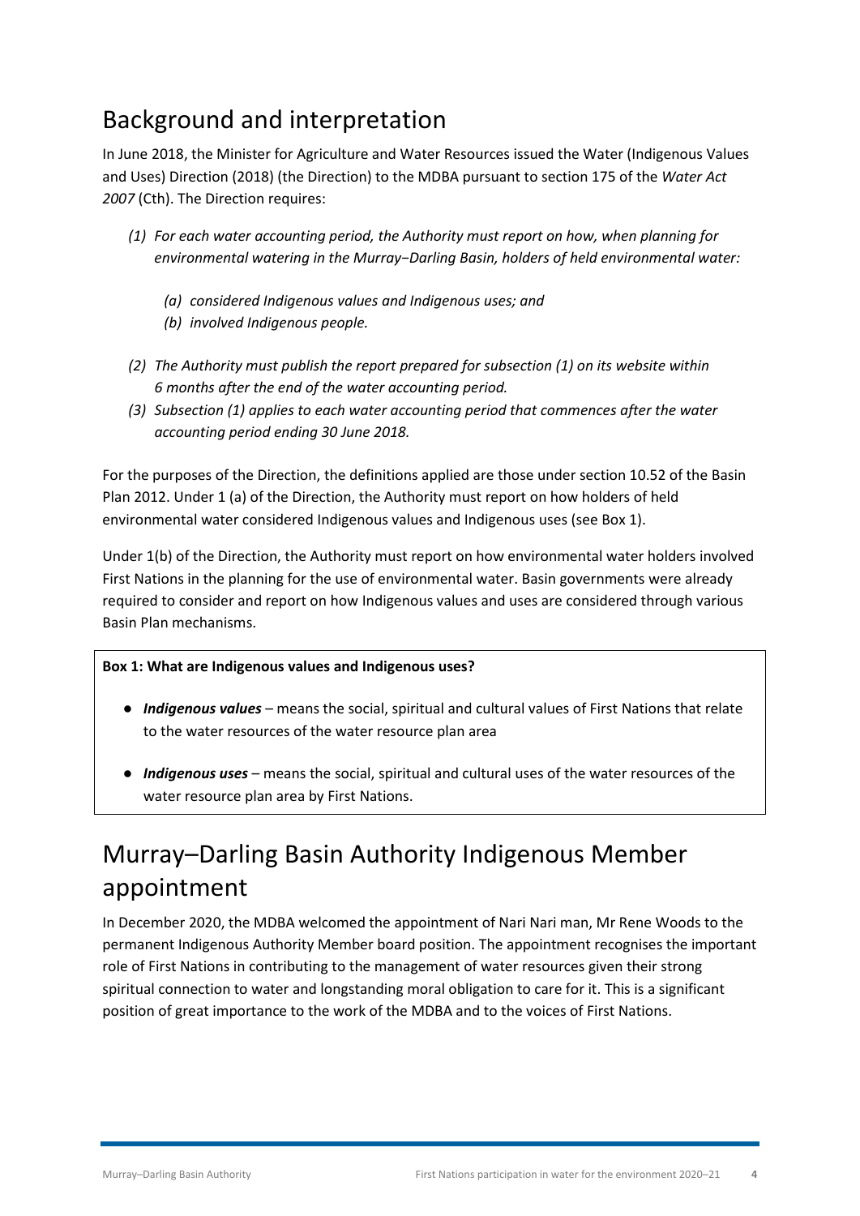## Background and interpretation

In June 2018, the Minister for Agriculture and Water Resources issued the Water (Indigenous Values and Uses) Direction (2018) (the Direction) to the MDBA pursuant to section 175 of the *Water Act 2007* (Cth). The Direction requires:

*(1) For each water accounting period, the Authority must report on how, when planning for environmental watering in the Murray−Darling Basin, holders of held environmental water:*

*(a) considered Indigenous values and Indigenous uses; and*

*(b) involved Indigenous people.*

*(2) The Authority must publish the report prepared for subsection (1) on its website within 6 months after the end of the water accounting period.*

*(3) Subsection (1) applies to each water accounting period that commences after the water accounting period ending 30 June 2018.*

For the purposes of the Direction, the definitions applied are those under section 10.52 of the Basin Plan 2012. Under 1 (a) of the Direction, the Authority must report on how holders of held environmental water considered Indigenous values and Indigenous uses (see Box 1).

Under 1(b) of the Direction, the Authority must report on how environmental water holders involved First Nations in the planning for the use of environmental water. Basin governments were already required to consider and report on how Indigenous values and uses are considered through various Basin Plan mechanisms.

**Box 1: What are Indigenous values and Indigenous uses?**

- ***Indigenous values*** – means the social, spiritual and cultural values of First Nations that relate to the water resources of the water resource plan area
- ***Indigenous uses*** – means the social, spiritual and cultural uses of the water resources of the water resource plan area by First Nations.

## Murray–Darling Basin Authority Indigenous Member appointment

In December 2020, the MDBA welcomed the appointment of Nari Nari man, Mr Rene Woods to the permanent Indigenous Authority Member board position. The appointment recognises the important role of First Nations in contributing to the management of water resources given their strong spiritual connection to water and longstanding moral obligation to care for it. This is a significant position of great importance to the work of the MDBA and to the voices of First Nations.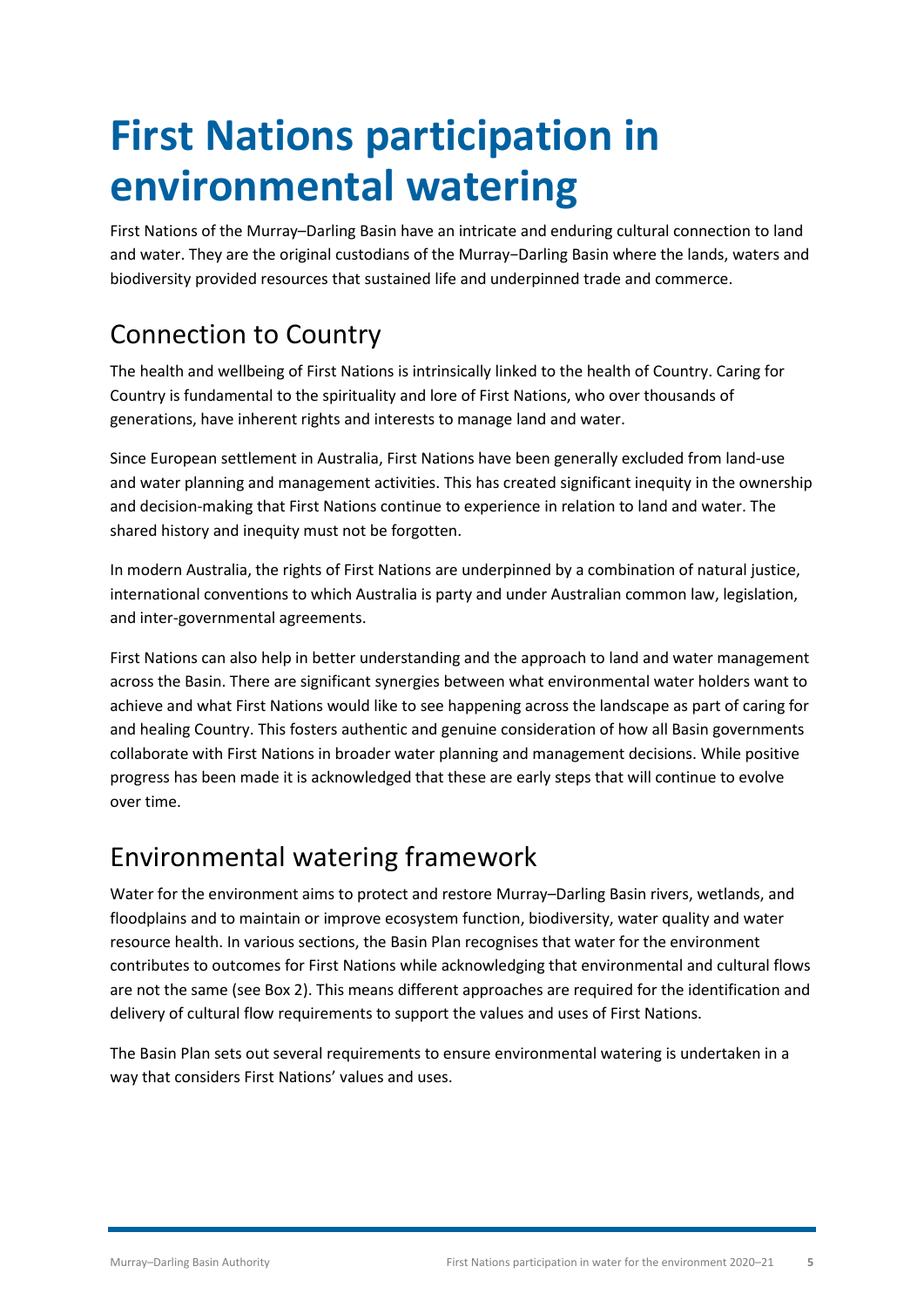# First Nations participation in environmental watering

First Nations of the Murray–Darling Basin have an intricate and enduring cultural connection to land and water. They are the original custodians of the Murray−Darling Basin where the lands, waters and biodiversity provided resources that sustained life and underpinned trade and commerce.

## Connection to Country

The health and wellbeing of First Nations is intrinsically linked to the health of Country. Caring for Country is fundamental to the spirituality and lore of First Nations, who over thousands of generations, have inherent rights and interests to manage land and water.

Since European settlement in Australia, First Nations have been generally excluded from land-use and water planning and management activities. This has created significant inequity in the ownership and decision-making that First Nations continue to experience in relation to land and water. The shared history and inequity must not be forgotten.

In modern Australia, the rights of First Nations are underpinned by a combination of natural justice, international conventions to which Australia is party and under Australian common law, legislation, and inter-governmental agreements.

First Nations can also help in better understanding and the approach to land and water management across the Basin. There are significant synergies between what environmental water holders want to achieve and what First Nations would like to see happening across the landscape as part of caring for and healing Country. This fosters authentic and genuine consideration of how all Basin governments collaborate with First Nations in broader water planning and management decisions. While positive progress has been made it is acknowledged that these are early steps that will continue to evolve over time.

## Environmental watering framework

Water for the environment aims to protect and restore Murray–Darling Basin rivers, wetlands, and floodplains and to maintain or improve ecosystem function, biodiversity, water quality and water resource health. In various sections, the Basin Plan recognises that water for the environment contributes to outcomes for First Nations while acknowledging that environmental and cultural flows are not the same (see Box 2). This means different approaches are required for the identification and delivery of cultural flow requirements to support the values and uses of First Nations.

The Basin Plan sets out several requirements to ensure environmental watering is undertaken in a way that considers First Nations' values and uses.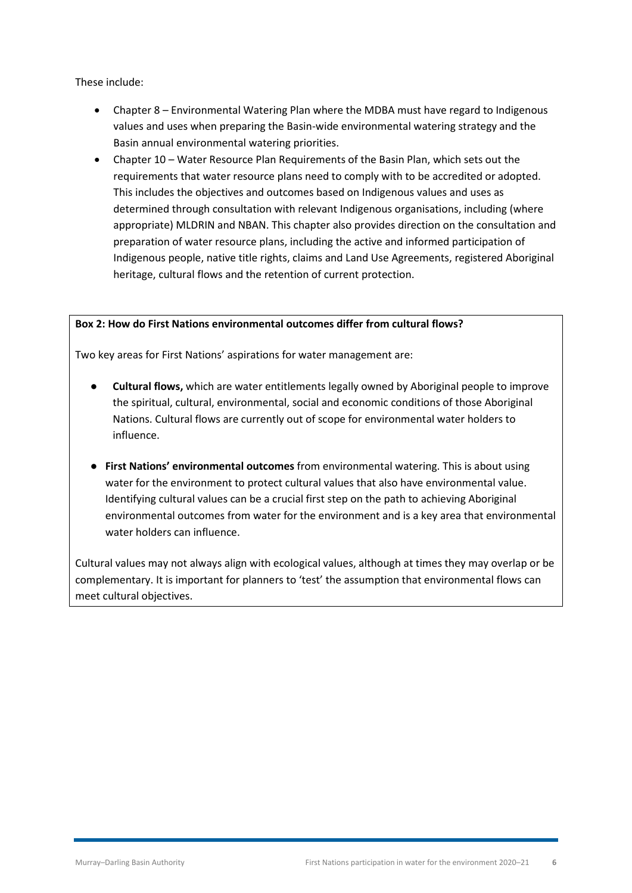These include:

- Chapter 8 – Environmental Watering Plan where the MDBA must have regard to Indigenous values and uses when preparing the Basin-wide environmental watering strategy and the Basin annual environmental watering priorities.
- Chapter 10 – Water Resource Plan Requirements of the Basin Plan, which sets out the requirements that water resource plans need to comply with to be accredited or adopted. This includes the objectives and outcomes based on Indigenous values and uses as determined through consultation with relevant Indigenous organisations, including (where appropriate) MLDRIN and NBAN. This chapter also provides direction on the consultation and preparation of water resource plans, including the active and informed participation of Indigenous people, native title rights, claims and Land Use Agreements, registered Aboriginal heritage, cultural flows and the retention of current protection.

**Box 2: How do First Nations environmental outcomes differ from cultural flows?**

Two key areas for First Nations' aspirations for water management are:

- **Cultural flows,** which are water entitlements legally owned by Aboriginal people to improve the spiritual, cultural, environmental, social and economic conditions of those Aboriginal Nations. Cultural flows are currently out of scope for environmental water holders to influence.
- **First Nations' environmental outcomes** from environmental watering. This is about using water for the environment to protect cultural values that also have environmental value. Identifying cultural values can be a crucial first step on the path to achieving Aboriginal environmental outcomes from water for the environment and is a key area that environmental water holders can influence.

Cultural values may not always align with ecological values, although at times they may overlap or be complementary. It is important for planners to 'test' the assumption that environmental flows can meet cultural objectives.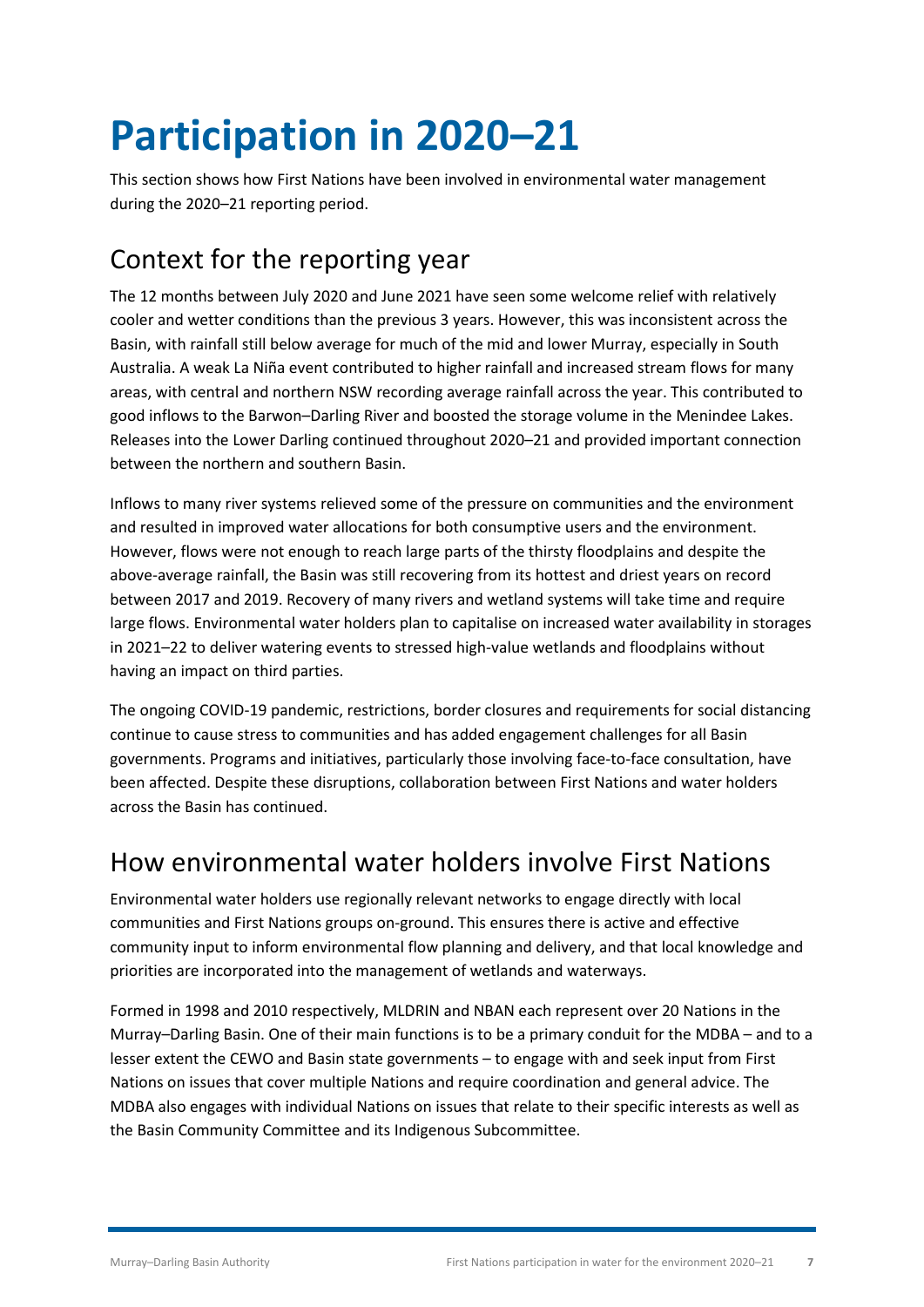# Participation in 2020–21

This section shows how First Nations have been involved in environmental water management during the 2020–21 reporting period.

## Context for the reporting year

The 12 months between July 2020 and June 2021 have seen some welcome relief with relatively cooler and wetter conditions than the previous 3 years. However, this was inconsistent across the Basin, with rainfall still below average for much of the mid and lower Murray, especially in South Australia. A weak La Niña event contributed to higher rainfall and increased stream flows for many areas, with central and northern NSW recording average rainfall across the year. This contributed to good inflows to the Barwon–Darling River and boosted the storage volume in the Menindee Lakes. Releases into the Lower Darling continued throughout 2020–21 and provided important connection between the northern and southern Basin.

Inflows to many river systems relieved some of the pressure on communities and the environment and resulted in improved water allocations for both consumptive users and the environment. However, flows were not enough to reach large parts of the thirsty floodplains and despite the above-average rainfall, the Basin was still recovering from its hottest and driest years on record between 2017 and 2019. Recovery of many rivers and wetland systems will take time and require large flows. Environmental water holders plan to capitalise on increased water availability in storages in 2021–22 to deliver watering events to stressed high-value wetlands and floodplains without having an impact on third parties.

The ongoing COVID-19 pandemic, restrictions, border closures and requirements for social distancing continue to cause stress to communities and has added engagement challenges for all Basin governments. Programs and initiatives, particularly those involving face-to-face consultation, have been affected. Despite these disruptions, collaboration between First Nations and water holders across the Basin has continued.

## How environmental water holders involve First Nations

Environmental water holders use regionally relevant networks to engage directly with local communities and First Nations groups on-ground. This ensures there is active and effective community input to inform environmental flow planning and delivery, and that local knowledge and priorities are incorporated into the management of wetlands and waterways.

Formed in 1998 and 2010 respectively, MLDRIN and NBAN each represent over 20 Nations in the Murray–Darling Basin. One of their main functions is to be a primary conduit for the MDBA – and to a lesser extent the CEWO and Basin state governments – to engage with and seek input from First Nations on issues that cover multiple Nations and require coordination and general advice. The MDBA also engages with individual Nations on issues that relate to their specific interests as well as the Basin Community Committee and its Indigenous Subcommittee.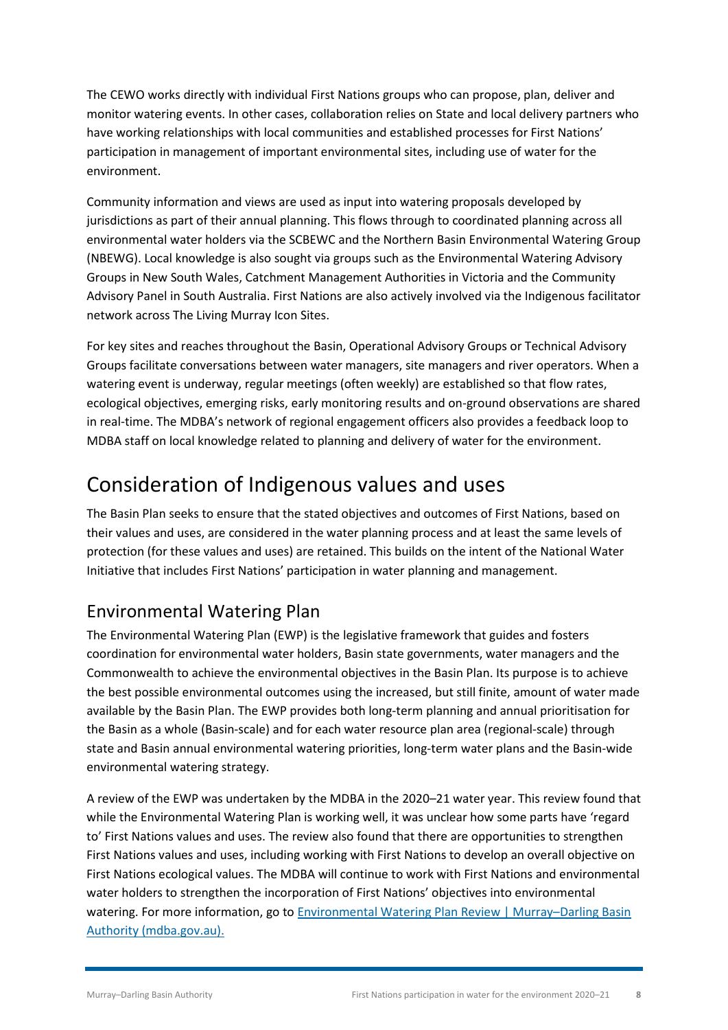The CEWO works directly with individual First Nations groups who can propose, plan, deliver and monitor watering events. In other cases, collaboration relies on State and local delivery partners who have working relationships with local communities and established processes for First Nations' participation in management of important environmental sites, including use of water for the environment.

Community information and views are used as input into watering proposals developed by jurisdictions as part of their annual planning. This flows through to coordinated planning across all environmental water holders via the SCBEWC and the Northern Basin Environmental Watering Group (NBEWG). Local knowledge is also sought via groups such as the Environmental Watering Advisory Groups in New South Wales, Catchment Management Authorities in Victoria and the Community Advisory Panel in South Australia. First Nations are also actively involved via the Indigenous facilitator network across The Living Murray Icon Sites.

For key sites and reaches throughout the Basin, Operational Advisory Groups or Technical Advisory Groups facilitate conversations between water managers, site managers and river operators. When a watering event is underway, regular meetings (often weekly) are established so that flow rates, ecological objectives, emerging risks, early monitoring results and on-ground observations are shared in real-time. The MDBA's network of regional engagement officers also provides a feedback loop to MDBA staff on local knowledge related to planning and delivery of water for the environment.

# Consideration of Indigenous values and uses

The Basin Plan seeks to ensure that the stated objectives and outcomes of First Nations, based on their values and uses, are considered in the water planning process and at least the same levels of protection (for these values and uses) are retained. This builds on the intent of the National Water Initiative that includes First Nations' participation in water planning and management.

## Environmental Watering Plan

The Environmental Watering Plan (EWP) is the legislative framework that guides and fosters coordination for environmental water holders, Basin state governments, water managers and the Commonwealth to achieve the environmental objectives in the Basin Plan. Its purpose is to achieve the best possible environmental outcomes using the increased, but still finite, amount of water made available by the Basin Plan. The EWP provides both long-term planning and annual prioritisation for the Basin as a whole (Basin-scale) and for each water resource plan area (regional-scale) through state and Basin annual environmental watering priorities, long-term water plans and the Basin-wide environmental watering strategy.

A review of the EWP was undertaken by the MDBA in the 2020–21 water year. This review found that while the Environmental Watering Plan is working well, it was unclear how some parts have 'regard to' First Nations values and uses. The review also found that there are opportunities to strengthen First Nations values and uses, including working with First Nations to develop an overall objective on First Nations ecological values. The MDBA will continue to work with First Nations and environmental water holders to strengthen the incorporation of First Nations' objectives into environmental watering. For more information, go to Environmental Watering Plan Review | Murray–Darling Basin Authority (mdba.gov.au).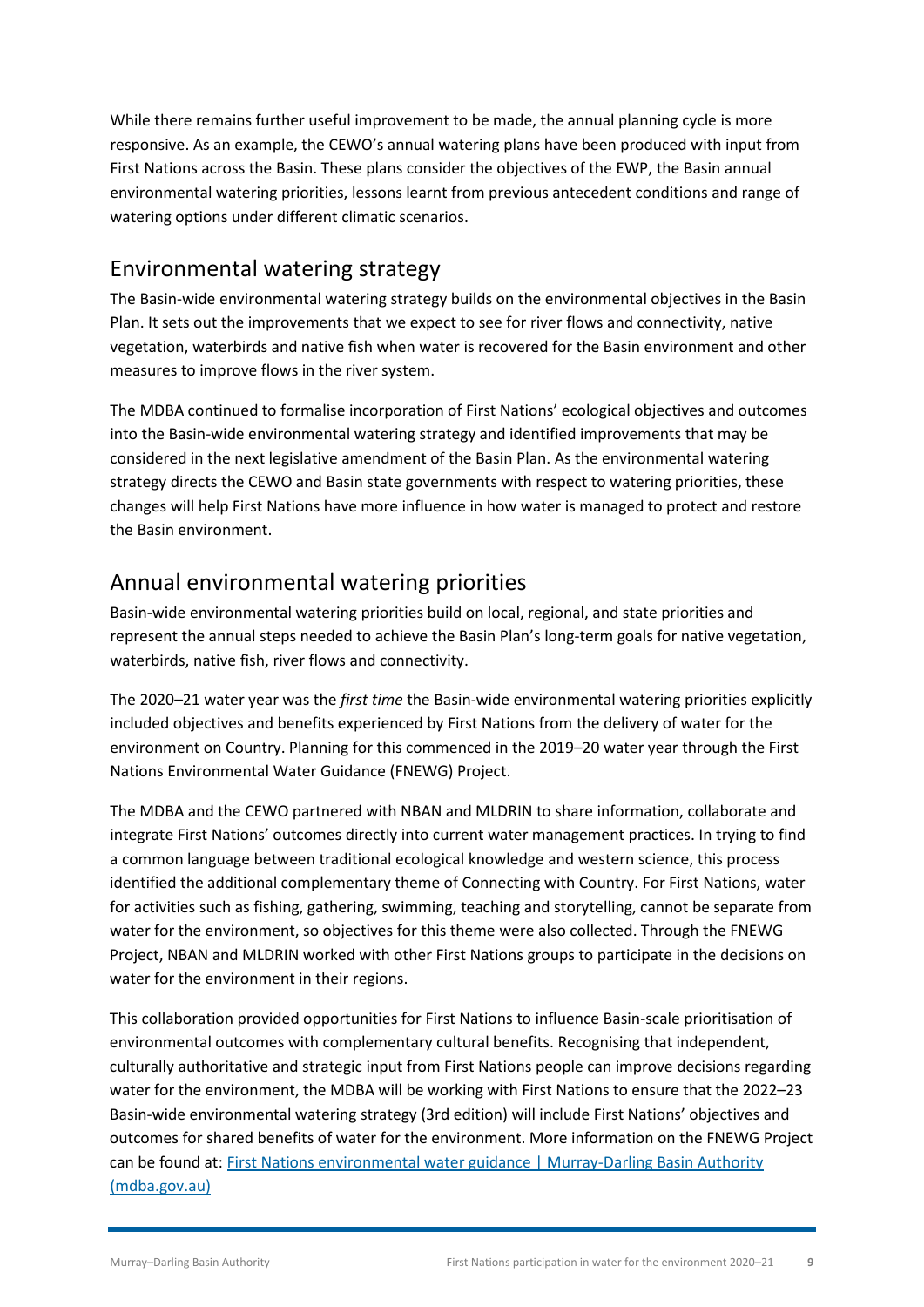While there remains further useful improvement to be made, the annual planning cycle is more responsive. As an example, the CEWO's annual watering plans have been produced with input from First Nations across the Basin. These plans consider the objectives of the EWP, the Basin annual environmental watering priorities, lessons learnt from previous antecedent conditions and range of watering options under different climatic scenarios.

## Environmental watering strategy

The Basin-wide environmental watering strategy builds on the environmental objectives in the Basin Plan. It sets out the improvements that we expect to see for river flows and connectivity, native vegetation, waterbirds and native fish when water is recovered for the Basin environment and other measures to improve flows in the river system.

The MDBA continued to formalise incorporation of First Nations' ecological objectives and outcomes into the Basin-wide environmental watering strategy and identified improvements that may be considered in the next legislative amendment of the Basin Plan. As the environmental watering strategy directs the CEWO and Basin state governments with respect to watering priorities, these changes will help First Nations have more influence in how water is managed to protect and restore the Basin environment.

## Annual environmental watering priorities

Basin-wide environmental watering priorities build on local, regional, and state priorities and represent the annual steps needed to achieve the Basin Plan's long-term goals for native vegetation, waterbirds, native fish, river flows and connectivity.

The 2020–21 water year was the *first time* the Basin-wide environmental watering priorities explicitly included objectives and benefits experienced by First Nations from the delivery of water for the environment on Country. Planning for this commenced in the 2019–20 water year through the First Nations Environmental Water Guidance (FNEWG) Project.

The MDBA and the CEWO partnered with NBAN and MLDRIN to share information, collaborate and integrate First Nations' outcomes directly into current water management practices. In trying to find a common language between traditional ecological knowledge and western science, this process identified the additional complementary theme of Connecting with Country. For First Nations, water for activities such as fishing, gathering, swimming, teaching and storytelling, cannot be separate from water for the environment, so objectives for this theme were also collected. Through the FNEWG Project, NBAN and MLDRIN worked with other First Nations groups to participate in the decisions on water for the environment in their regions.

This collaboration provided opportunities for First Nations to influence Basin-scale prioritisation of environmental outcomes with complementary cultural benefits. Recognising that independent, culturally authoritative and strategic input from First Nations people can improve decisions regarding water for the environment, the MDBA will be working with First Nations to ensure that the 2022–23 Basin-wide environmental watering strategy (3rd edition) will include First Nations' objectives and outcomes for shared benefits of water for the environment. More information on the FNEWG Project can be found at: First Nations environmental water guidance | Murray-Darling Basin Authority (mdba.gov.au)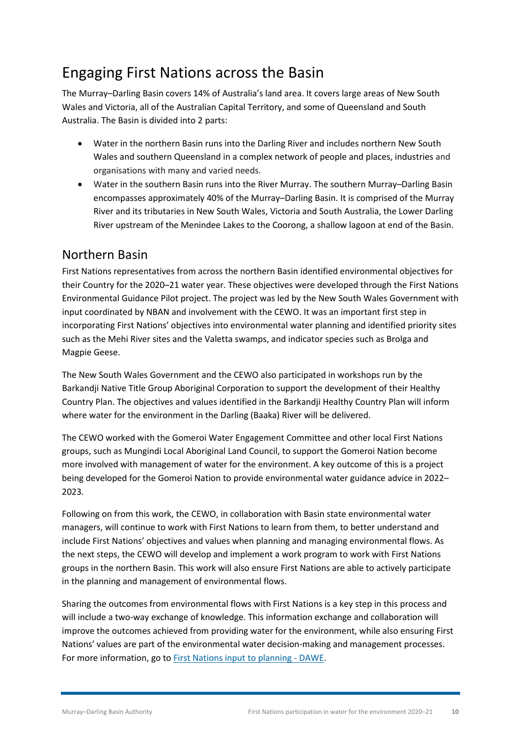# Engaging First Nations across the Basin

The Murray–Darling Basin covers 14% of Australia's land area. It covers large areas of New South Wales and Victoria, all of the Australian Capital Territory, and some of Queensland and South Australia. The Basin is divided into 2 parts:

- Water in the northern Basin runs into the Darling River and includes northern New South Wales and southern Queensland in a complex network of people and places, industries and organisations with many and varied needs.
- Water in the southern Basin runs into the River Murray. The southern Murray–Darling Basin encompasses approximately 40% of the Murray–Darling Basin. It is comprised of the Murray River and its tributaries in New South Wales, Victoria and South Australia, the Lower Darling River upstream of the Menindee Lakes to the Coorong, a shallow lagoon at end of the Basin.

## Northern Basin

First Nations representatives from across the northern Basin identified environmental objectives for their Country for the 2020–21 water year. These objectives were developed through the First Nations Environmental Guidance Pilot project. The project was led by the New South Wales Government with input coordinated by NBAN and involvement with the CEWO. It was an important first step in incorporating First Nations' objectives into environmental water planning and identified priority sites such as the Mehi River sites and the Valetta swamps, and indicator species such as Brolga and Magpie Geese.

The New South Wales Government and the CEWO also participated in workshops run by the Barkandji Native Title Group Aboriginal Corporation to support the development of their Healthy Country Plan. The objectives and values identified in the Barkandji Healthy Country Plan will inform where water for the environment in the Darling (Baaka) River will be delivered.

The CEWO worked with the Gomeroi Water Engagement Committee and other local First Nations groups, such as Mungindi Local Aboriginal Land Council, to support the Gomeroi Nation become more involved with management of water for the environment. A key outcome of this is a project being developed for the Gomeroi Nation to provide environmental water guidance advice in 2022–2023.

Following on from this work, the CEWO, in collaboration with Basin state environmental water managers, will continue to work with First Nations to learn from them, to better understand and include First Nations' objectives and values when planning and managing environmental flows. As the next steps, the CEWO will develop and implement a work program to work with First Nations groups in the northern Basin. This work will also ensure First Nations are able to actively participate in the planning and management of environmental flows.

Sharing the outcomes from environmental flows with First Nations is a key step in this process and will include a two-way exchange of knowledge. This information exchange and collaboration will improve the outcomes achieved from providing water for the environment, while also ensuring First Nations' values are part of the environmental water decision-making and management processes. For more information, go to First Nations input to planning - DAWE.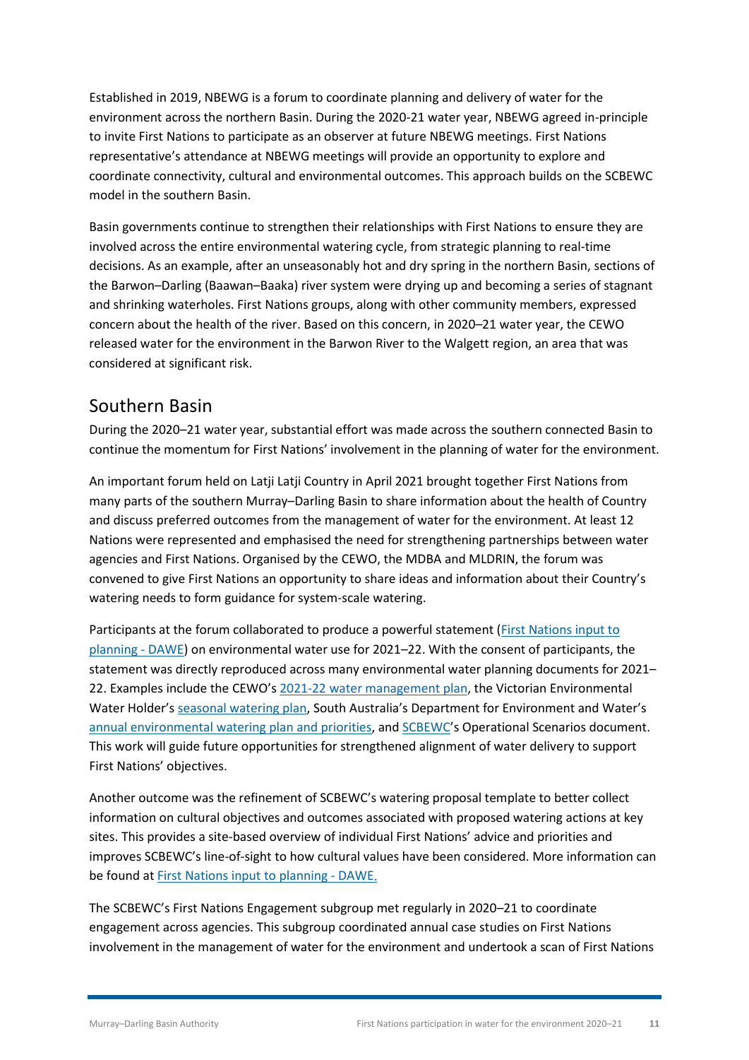Established in 2019, NBEWG is a forum to coordinate planning and delivery of water for the environment across the northern Basin. During the 2020-21 water year, NBEWG agreed in-principle to invite First Nations to participate as an observer at future NBEWG meetings. First Nations representative's attendance at NBEWG meetings will provide an opportunity to explore and coordinate connectivity, cultural and environmental outcomes. This approach builds on the SCBEWC model in the southern Basin.

Basin governments continue to strengthen their relationships with First Nations to ensure they are involved across the entire environmental watering cycle, from strategic planning to real-time decisions. As an example, after an unseasonably hot and dry spring in the northern Basin, sections of the Barwon–Darling (Baawan–Baaka) river system were drying up and becoming a series of stagnant and shrinking waterholes. First Nations groups, along with other community members, expressed concern about the health of the river. Based on this concern, in 2020–21 water year, the CEWO released water for the environment in the Barwon River to the Walgett region, an area that was considered at significant risk.

## Southern Basin

During the 2020–21 water year, substantial effort was made across the southern connected Basin to continue the momentum for First Nations' involvement in the planning of water for the environment.

An important forum held on Latji Latji Country in April 2021 brought together First Nations from many parts of the southern Murray–Darling Basin to share information about the health of Country and discuss preferred outcomes from the management of water for the environment. At least 12 Nations were represented and emphasised the need for strengthening partnerships between water agencies and First Nations. Organised by the CEWO, the MDBA and MLDRIN, the forum was convened to give First Nations an opportunity to share ideas and information about their Country's watering needs to form guidance for system-scale watering.

Participants at the forum collaborated to produce a powerful statement (First Nations input to planning - DAWE) on environmental water use for 2021–22. With the consent of participants, the statement was directly reproduced across many environmental water planning documents for 2021–22. Examples include the CEWO's 2021-22 water management plan, the Victorian Environmental Water Holder's seasonal watering plan, South Australia's Department for Environment and Water's annual environmental watering plan and priorities, and SCBEWC's Operational Scenarios document. This work will guide future opportunities for strengthened alignment of water delivery to support First Nations' objectives.

Another outcome was the refinement of SCBEWC's watering proposal template to better collect information on cultural objectives and outcomes associated with proposed watering actions at key sites. This provides a site-based overview of individual First Nations' advice and priorities and improves SCBEWC's line-of-sight to how cultural values have been considered. More information can be found at First Nations input to planning - DAWE.

The SCBEWC's First Nations Engagement subgroup met regularly in 2020–21 to coordinate engagement across agencies. This subgroup coordinated annual case studies on First Nations involvement in the management of water for the environment and undertook a scan of First Nations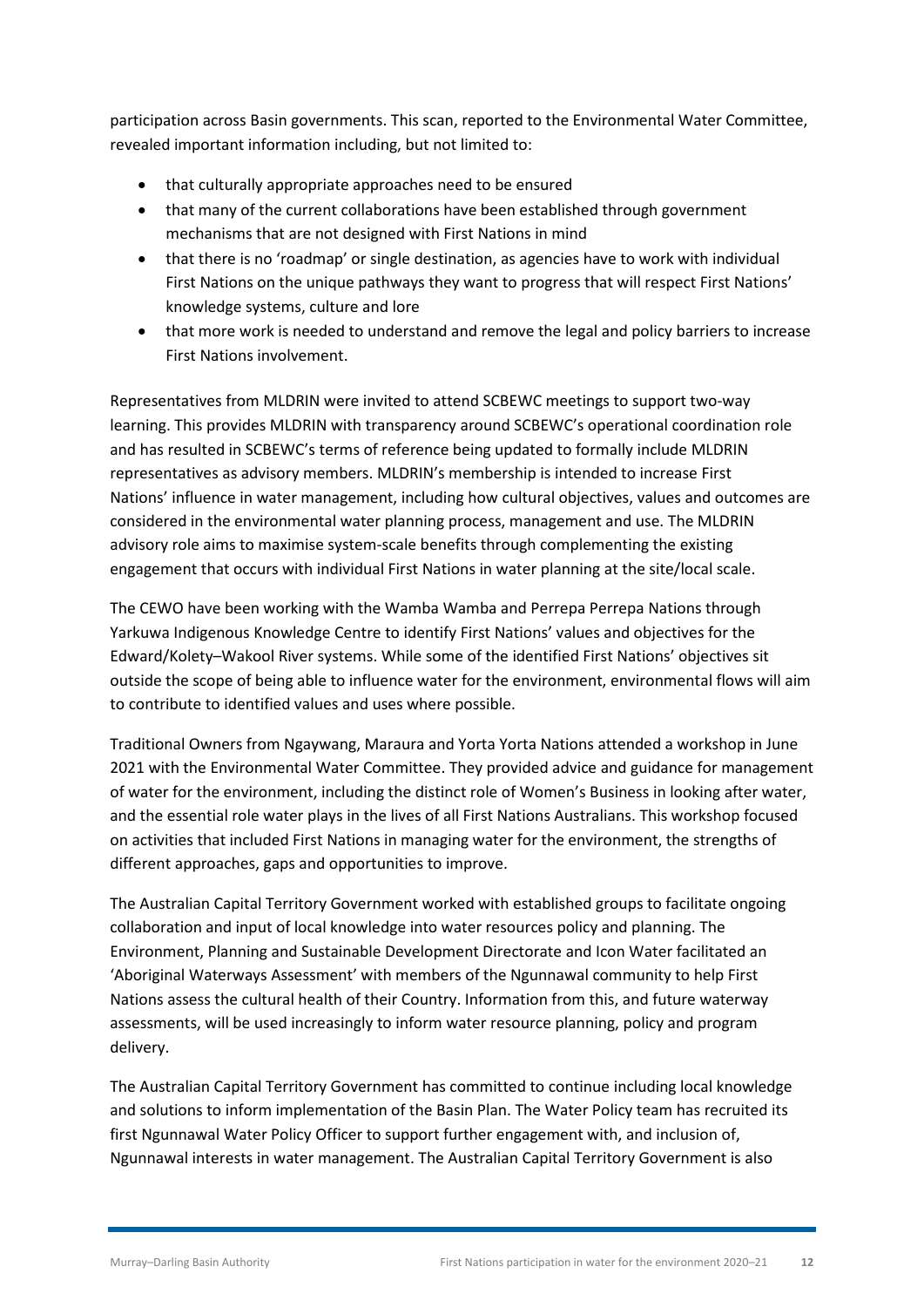participation across Basin governments. This scan, reported to the Environmental Water Committee, revealed important information including, but not limited to:

- that culturally appropriate approaches need to be ensured
- that many of the current collaborations have been established through government mechanisms that are not designed with First Nations in mind
- that there is no 'roadmap' or single destination, as agencies have to work with individual First Nations on the unique pathways they want to progress that will respect First Nations' knowledge systems, culture and lore
- that more work is needed to understand and remove the legal and policy barriers to increase First Nations involvement.

Representatives from MLDRIN were invited to attend SCBEWC meetings to support two-way learning. This provides MLDRIN with transparency around SCBEWC's operational coordination role and has resulted in SCBEWC's terms of reference being updated to formally include MLDRIN representatives as advisory members. MLDRIN's membership is intended to increase First Nations' influence in water management, including how cultural objectives, values and outcomes are considered in the environmental water planning process, management and use. The MLDRIN advisory role aims to maximise system-scale benefits through complementing the existing engagement that occurs with individual First Nations in water planning at the site/local scale.

The CEWO have been working with the Wamba Wamba and Perrepa Perrepa Nations through Yarkuwa Indigenous Knowledge Centre to identify First Nations' values and objectives for the Edward/Kolety–Wakool River systems. While some of the identified First Nations' objectives sit outside the scope of being able to influence water for the environment, environmental flows will aim to contribute to identified values and uses where possible.

Traditional Owners from Ngaywang, Maraura and Yorta Yorta Nations attended a workshop in June 2021 with the Environmental Water Committee. They provided advice and guidance for management of water for the environment, including the distinct role of Women's Business in looking after water, and the essential role water plays in the lives of all First Nations Australians. This workshop focused on activities that included First Nations in managing water for the environment, the strengths of different approaches, gaps and opportunities to improve.

The Australian Capital Territory Government worked with established groups to facilitate ongoing collaboration and input of local knowledge into water resources policy and planning. The Environment, Planning and Sustainable Development Directorate and Icon Water facilitated an 'Aboriginal Waterways Assessment' with members of the Ngunnawal community to help First Nations assess the cultural health of their Country. Information from this, and future waterway assessments, will be used increasingly to inform water resource planning, policy and program delivery.

The Australian Capital Territory Government has committed to continue including local knowledge and solutions to inform implementation of the Basin Plan. The Water Policy team has recruited its first Ngunnawal Water Policy Officer to support further engagement with, and inclusion of, Ngunnawal interests in water management. The Australian Capital Territory Government is also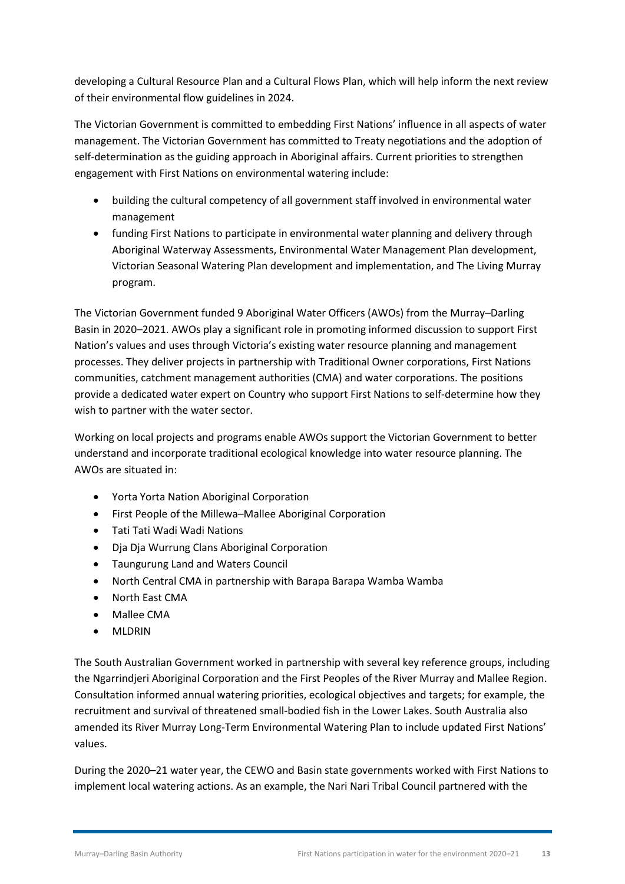developing a Cultural Resource Plan and a Cultural Flows Plan, which will help inform the next review of their environmental flow guidelines in 2024.

The Victorian Government is committed to embedding First Nations' influence in all aspects of water management. The Victorian Government has committed to Treaty negotiations and the adoption of self-determination as the guiding approach in Aboriginal affairs. Current priorities to strengthen engagement with First Nations on environmental watering include:

- building the cultural competency of all government staff involved in environmental water management
- funding First Nations to participate in environmental water planning and delivery through Aboriginal Waterway Assessments, Environmental Water Management Plan development, Victorian Seasonal Watering Plan development and implementation, and The Living Murray program.

The Victorian Government funded 9 Aboriginal Water Officers (AWOs) from the Murray–Darling Basin in 2020–2021. AWOs play a significant role in promoting informed discussion to support First Nation's values and uses through Victoria's existing water resource planning and management processes. They deliver projects in partnership with Traditional Owner corporations, First Nations communities, catchment management authorities (CMA) and water corporations. The positions provide a dedicated water expert on Country who support First Nations to self-determine how they wish to partner with the water sector.

Working on local projects and programs enable AWOs support the Victorian Government to better understand and incorporate traditional ecological knowledge into water resource planning. The AWOs are situated in:

- Yorta Yorta Nation Aboriginal Corporation
- First People of the Millewa–Mallee Aboriginal Corporation
- Tati Tati Wadi Wadi Nations
- Dja Dja Wurrung Clans Aboriginal Corporation
- Taungurung Land and Waters Council
- North Central CMA in partnership with Barapa Barapa Wamba Wamba
- North East CMA
- Mallee CMA
- MLDRIN

The South Australian Government worked in partnership with several key reference groups, including the Ngarrindjeri Aboriginal Corporation and the First Peoples of the River Murray and Mallee Region. Consultation informed annual watering priorities, ecological objectives and targets; for example, the recruitment and survival of threatened small-bodied fish in the Lower Lakes. South Australia also amended its River Murray Long-Term Environmental Watering Plan to include updated First Nations' values.

During the 2020–21 water year, the CEWO and Basin state governments worked with First Nations to implement local watering actions. As an example, the Nari Nari Tribal Council partnered with the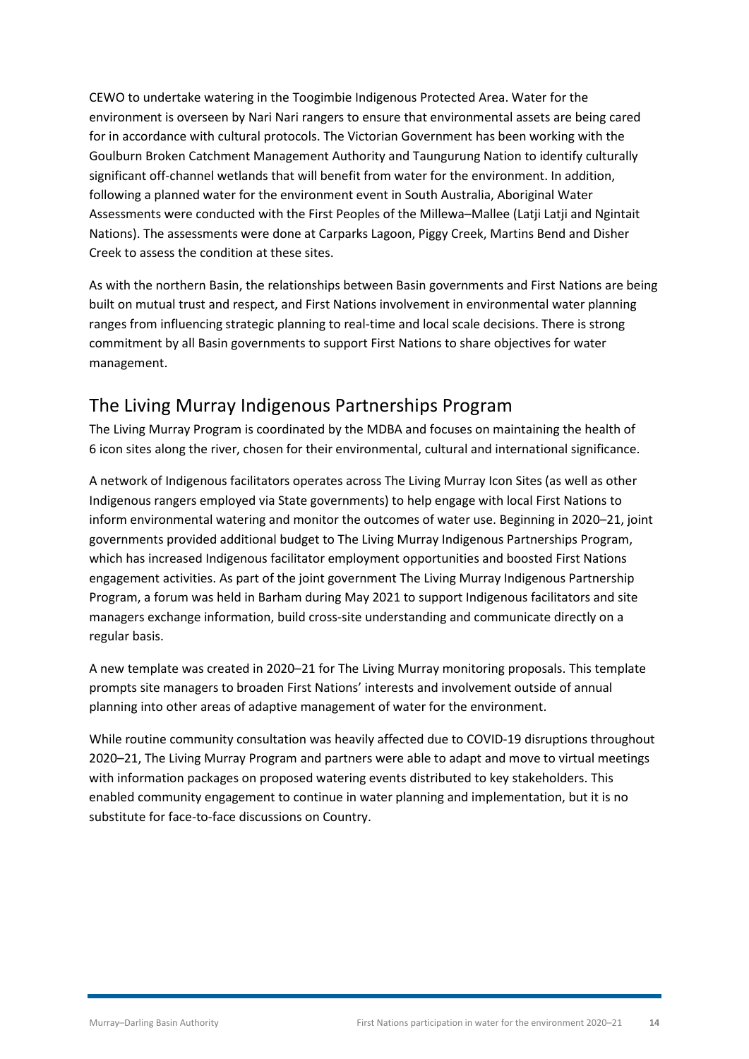CEWO to undertake watering in the Toogimbie Indigenous Protected Area. Water for the environment is overseen by Nari Nari rangers to ensure that environmental assets are being cared for in accordance with cultural protocols. The Victorian Government has been working with the Goulburn Broken Catchment Management Authority and Taungurung Nation to identify culturally significant off-channel wetlands that will benefit from water for the environment. In addition, following a planned water for the environment event in South Australia, Aboriginal Water Assessments were conducted with the First Peoples of the Millewa–Mallee (Latji Latji and Ngintait Nations). The assessments were done at Carparks Lagoon, Piggy Creek, Martins Bend and Disher Creek to assess the condition at these sites.

As with the northern Basin, the relationships between Basin governments and First Nations are being built on mutual trust and respect, and First Nations involvement in environmental water planning ranges from influencing strategic planning to real-time and local scale decisions. There is strong commitment by all Basin governments to support First Nations to share objectives for water management.

## The Living Murray Indigenous Partnerships Program

The Living Murray Program is coordinated by the MDBA and focuses on maintaining the health of 6 icon sites along the river, chosen for their environmental, cultural and international significance.

A network of Indigenous facilitators operates across The Living Murray Icon Sites (as well as other Indigenous rangers employed via State governments) to help engage with local First Nations to inform environmental watering and monitor the outcomes of water use. Beginning in 2020–21, joint governments provided additional budget to The Living Murray Indigenous Partnerships Program, which has increased Indigenous facilitator employment opportunities and boosted First Nations engagement activities. As part of the joint government The Living Murray Indigenous Partnership Program, a forum was held in Barham during May 2021 to support Indigenous facilitators and site managers exchange information, build cross-site understanding and communicate directly on a regular basis.

A new template was created in 2020–21 for The Living Murray monitoring proposals. This template prompts site managers to broaden First Nations' interests and involvement outside of annual planning into other areas of adaptive management of water for the environment.

While routine community consultation was heavily affected due to COVID-19 disruptions throughout 2020–21, The Living Murray Program and partners were able to adapt and move to virtual meetings with information packages on proposed watering events distributed to key stakeholders. This enabled community engagement to continue in water planning and implementation, but it is no substitute for face-to-face discussions on Country.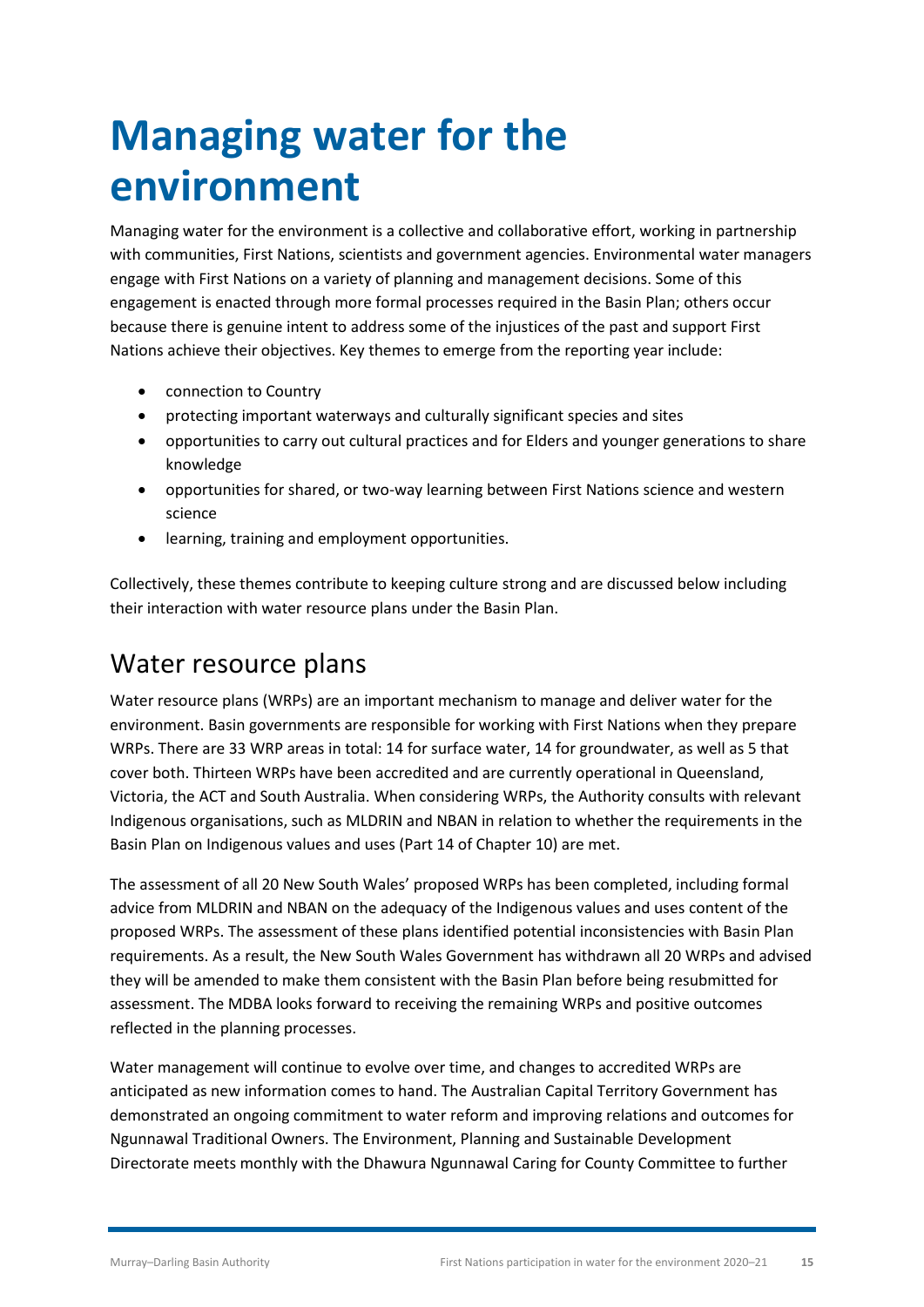# Managing water for the environment

Managing water for the environment is a collective and collaborative effort, working in partnership with communities, First Nations, scientists and government agencies. Environmental water managers engage with First Nations on a variety of planning and management decisions. Some of this engagement is enacted through more formal processes required in the Basin Plan; others occur because there is genuine intent to address some of the injustices of the past and support First Nations achieve their objectives. Key themes to emerge from the reporting year include:

- connection to Country
- protecting important waterways and culturally significant species and sites
- opportunities to carry out cultural practices and for Elders and younger generations to share knowledge
- opportunities for shared, or two-way learning between First Nations science and western science
- learning, training and employment opportunities.

Collectively, these themes contribute to keeping culture strong and are discussed below including their interaction with water resource plans under the Basin Plan.

## Water resource plans

Water resource plans (WRPs) are an important mechanism to manage and deliver water for the environment. Basin governments are responsible for working with First Nations when they prepare WRPs. There are 33 WRP areas in total: 14 for surface water, 14 for groundwater, as well as 5 that cover both. Thirteen WRPs have been accredited and are currently operational in Queensland, Victoria, the ACT and South Australia. When considering WRPs, the Authority consults with relevant Indigenous organisations, such as MLDRIN and NBAN in relation to whether the requirements in the Basin Plan on Indigenous values and uses (Part 14 of Chapter 10) are met.

The assessment of all 20 New South Wales' proposed WRPs has been completed, including formal advice from MLDRIN and NBAN on the adequacy of the Indigenous values and uses content of the proposed WRPs. The assessment of these plans identified potential inconsistencies with Basin Plan requirements. As a result, the New South Wales Government has withdrawn all 20 WRPs and advised they will be amended to make them consistent with the Basin Plan before being resubmitted for assessment. The MDBA looks forward to receiving the remaining WRPs and positive outcomes reflected in the planning processes.

Water management will continue to evolve over time, and changes to accredited WRPs are anticipated as new information comes to hand. The Australian Capital Territory Government has demonstrated an ongoing commitment to water reform and improving relations and outcomes for Ngunnawal Traditional Owners. The Environment, Planning and Sustainable Development Directorate meets monthly with the Dhawura Ngunnawal Caring for County Committee to further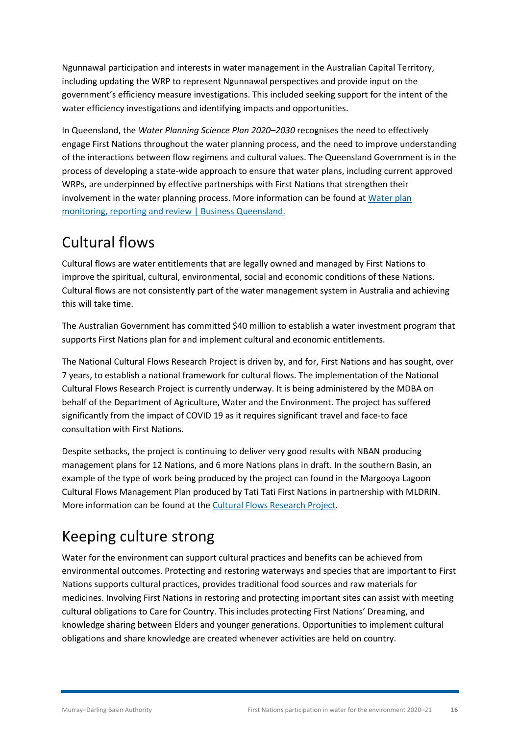Ngunnawal participation and interests in water management in the Australian Capital Territory, including updating the WRP to represent Ngunnawal perspectives and provide input on the government's efficiency measure investigations. This included seeking support for the intent of the water efficiency investigations and identifying impacts and opportunities.

In Queensland, the *Water Planning Science Plan 2020–2030* recognises the need to effectively engage First Nations throughout the water planning process, and the need to improve understanding of the interactions between flow regimens and cultural values. The Queensland Government is in the process of developing a state-wide approach to ensure that water plans, including current approved WRPs, are underpinned by effective partnerships with First Nations that strengthen their involvement in the water planning process. More information can be found at [Water plan monitoring, reporting and review | Business Queensland.]()

# Cultural flows

Cultural flows are water entitlements that are legally owned and managed by First Nations to improve the spiritual, cultural, environmental, social and economic conditions of these Nations. Cultural flows are not consistently part of the water management system in Australia and achieving this will take time.

The Australian Government has committed $40 million to establish a water investment program that supports First Nations plan for and implement cultural and economic entitlements.

The National Cultural Flows Research Project is driven by, and for, First Nations and has sought, over 7 years, to establish a national framework for cultural flows. The implementation of the National Cultural Flows Research Project is currently underway. It is being administered by the MDBA on behalf of the Department of Agriculture, Water and the Environment. The project has suffered significantly from the impact of COVID 19 as it requires significant travel and face-to face consultation with First Nations.

Despite setbacks, the project is continuing to deliver very good results with NBAN producing management plans for 12 Nations, and 6 more Nations plans in draft. In the southern Basin, an example of the type of work being produced by the project can found in the Margooya Lagoon Cultural Flows Management Plan produced by Tati Tati First Nations in partnership with MLDRIN. More information can be found at the [Cultural Flows Research Project]().

# Keeping culture strong

Water for the environment can support cultural practices and benefits can be achieved from environmental outcomes. Protecting and restoring waterways and species that are important to First Nations supports cultural practices, provides traditional food sources and raw materials for medicines. Involving First Nations in restoring and protecting important sites can assist with meeting cultural obligations to Care for Country. This includes protecting First Nations' Dreaming, and knowledge sharing between Elders and younger generations. Opportunities to implement cultural obligations and share knowledge are created whenever activities are held on country.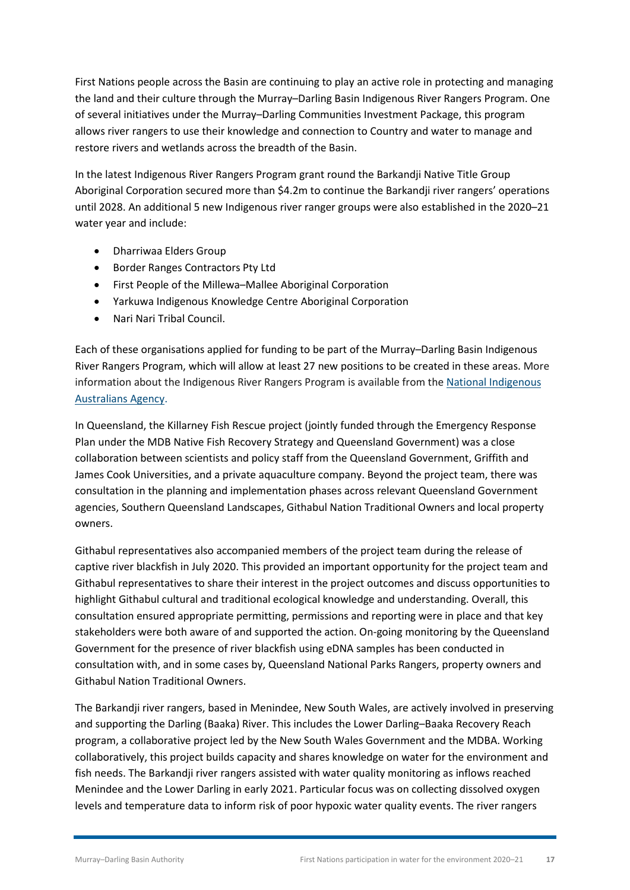First Nations people across the Basin are continuing to play an active role in protecting and managing the land and their culture through the Murray–Darling Basin Indigenous River Rangers Program. One of several initiatives under the Murray–Darling Communities Investment Package, this program allows river rangers to use their knowledge and connection to Country and water to manage and restore rivers and wetlands across the breadth of the Basin.

In the latest Indigenous River Rangers Program grant round the Barkandji Native Title Group Aboriginal Corporation secured more than $4.2m to continue the Barkandji river rangers' operations until 2028. An additional 5 new Indigenous river ranger groups were also established in the 2020–21 water year and include:

- Dharriwaa Elders Group
- Border Ranges Contractors Pty Ltd
- First People of the Millewa–Mallee Aboriginal Corporation
- Yarkuwa Indigenous Knowledge Centre Aboriginal Corporation
- Nari Nari Tribal Council.

Each of these organisations applied for funding to be part of the Murray–Darling Basin Indigenous River Rangers Program, which will allow at least 27 new positions to be created in these areas. More information about the Indigenous River Rangers Program is available from the [National Indigenous Australians Agency](#).

In Queensland, the Killarney Fish Rescue project (jointly funded through the Emergency Response Plan under the MDB Native Fish Recovery Strategy and Queensland Government) was a close collaboration between scientists and policy staff from the Queensland Government, Griffith and James Cook Universities, and a private aquaculture company. Beyond the project team, there was consultation in the planning and implementation phases across relevant Queensland Government agencies, Southern Queensland Landscapes, Githabul Nation Traditional Owners and local property owners.

Githabul representatives also accompanied members of the project team during the release of captive river blackfish in July 2020. This provided an important opportunity for the project team and Githabul representatives to share their interest in the project outcomes and discuss opportunities to highlight Githabul cultural and traditional ecological knowledge and understanding. Overall, this consultation ensured appropriate permitting, permissions and reporting were in place and that key stakeholders were both aware of and supported the action. On-going monitoring by the Queensland Government for the presence of river blackfish using eDNA samples has been conducted in consultation with, and in some cases by, Queensland National Parks Rangers, property owners and Githabul Nation Traditional Owners.

The Barkandji river rangers, based in Menindee, New South Wales, are actively involved in preserving and supporting the Darling (Baaka) River. This includes the Lower Darling–Baaka Recovery Reach program, a collaborative project led by the New South Wales Government and the MDBA. Working collaboratively, this project builds capacity and shares knowledge on water for the environment and fish needs. The Barkandji river rangers assisted with water quality monitoring as inflows reached Menindee and the Lower Darling in early 2021. Particular focus was on collecting dissolved oxygen levels and temperature data to inform risk of poor hypoxic water quality events. The river rangers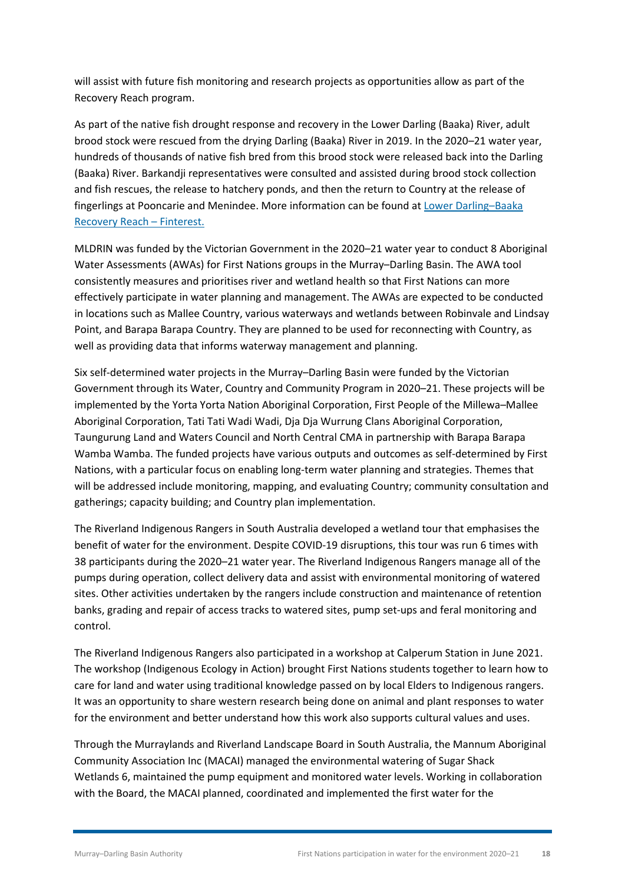will assist with future fish monitoring and research projects as opportunities allow as part of the Recovery Reach program.

As part of the native fish drought response and recovery in the Lower Darling (Baaka) River, adult brood stock were rescued from the drying Darling (Baaka) River in 2019. In the 2020–21 water year, hundreds of thousands of native fish bred from this brood stock were released back into the Darling (Baaka) River. Barkandji representatives were consulted and assisted during brood stock collection and fish rescues, the release to hatchery ponds, and then the return to Country at the release of fingerlings at Pooncarie and Menindee. More information can be found at [Lower Darling–Baaka Recovery Reach – Finterest.]

MLDRIN was funded by the Victorian Government in the 2020–21 water year to conduct 8 Aboriginal Water Assessments (AWAs) for First Nations groups in the Murray–Darling Basin. The AWA tool consistently measures and prioritises river and wetland health so that First Nations can more effectively participate in water planning and management. The AWAs are expected to be conducted in locations such as Mallee Country, various waterways and wetlands between Robinvale and Lindsay Point, and Barapa Barapa Country. They are planned to be used for reconnecting with Country, as well as providing data that informs waterway management and planning.

Six self-determined water projects in the Murray–Darling Basin were funded by the Victorian Government through its Water, Country and Community Program in 2020–21. These projects will be implemented by the Yorta Yorta Nation Aboriginal Corporation, First People of the Millewa–Mallee Aboriginal Corporation, Tati Tati Wadi Wadi, Dja Dja Wurrung Clans Aboriginal Corporation, Taungurung Land and Waters Council and North Central CMA in partnership with Barapa Barapa Wamba Wamba. The funded projects have various outputs and outcomes as self-determined by First Nations, with a particular focus on enabling long-term water planning and strategies. Themes that will be addressed include monitoring, mapping, and evaluating Country; community consultation and gatherings; capacity building; and Country plan implementation.

The Riverland Indigenous Rangers in South Australia developed a wetland tour that emphasises the benefit of water for the environment. Despite COVID-19 disruptions, this tour was run 6 times with 38 participants during the 2020–21 water year. The Riverland Indigenous Rangers manage all of the pumps during operation, collect delivery data and assist with environmental monitoring of watered sites. Other activities undertaken by the rangers include construction and maintenance of retention banks, grading and repair of access tracks to watered sites, pump set-ups and feral monitoring and control.

The Riverland Indigenous Rangers also participated in a workshop at Calperum Station in June 2021. The workshop (Indigenous Ecology in Action) brought First Nations students together to learn how to care for land and water using traditional knowledge passed on by local Elders to Indigenous rangers. It was an opportunity to share western research being done on animal and plant responses to water for the environment and better understand how this work also supports cultural values and uses.

Through the Murraylands and Riverland Landscape Board in South Australia, the Mannum Aboriginal Community Association Inc (MACAI) managed the environmental watering of Sugar Shack Wetlands 6, maintained the pump equipment and monitored water levels. Working in collaboration with the Board, the MACAI planned, coordinated and implemented the first water for the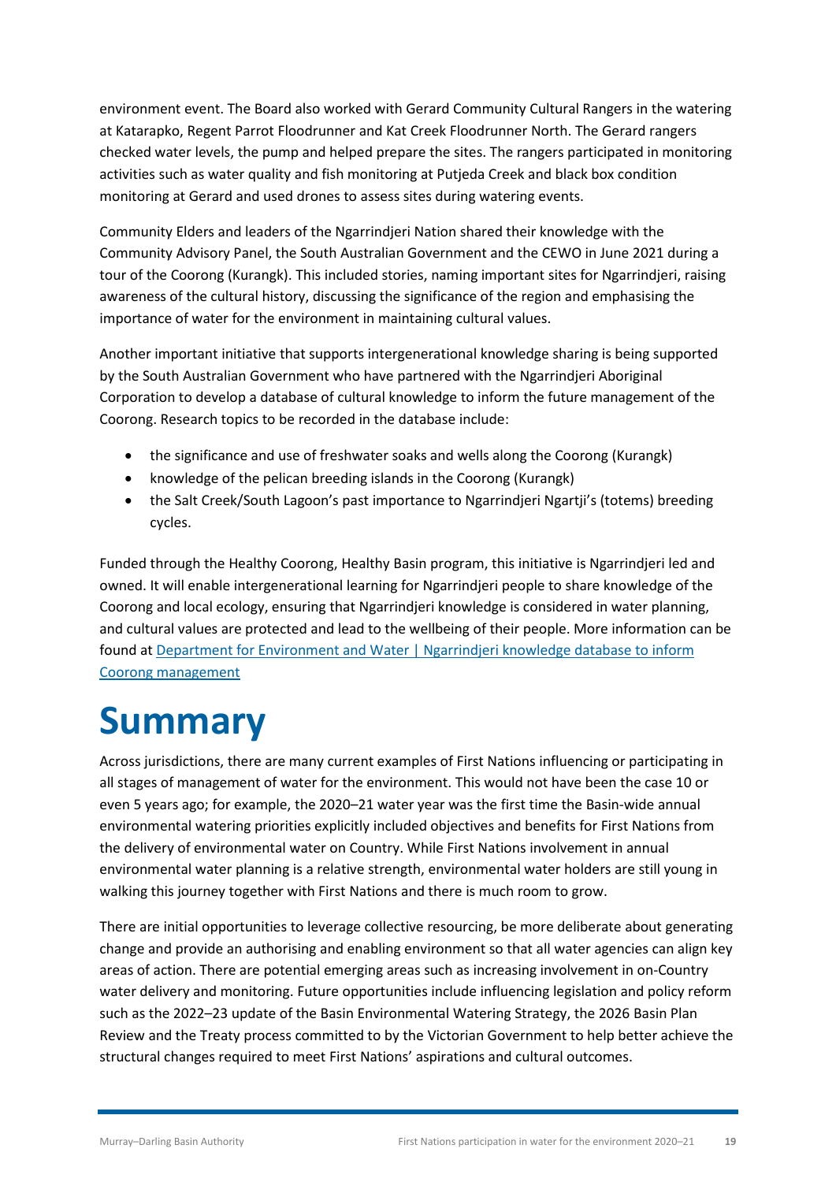environment event. The Board also worked with Gerard Community Cultural Rangers in the watering at Katarapko, Regent Parrot Floodrunner and Kat Creek Floodrunner North. The Gerard rangers checked water levels, the pump and helped prepare the sites. The rangers participated in monitoring activities such as water quality and fish monitoring at Putjeda Creek and black box condition monitoring at Gerard and used drones to assess sites during watering events.

Community Elders and leaders of the Ngarrindjeri Nation shared their knowledge with the Community Advisory Panel, the South Australian Government and the CEWO in June 2021 during a tour of the Coorong (Kurangk). This included stories, naming important sites for Ngarrindjeri, raising awareness of the cultural history, discussing the significance of the region and emphasising the importance of water for the environment in maintaining cultural values.

Another important initiative that supports intergenerational knowledge sharing is being supported by the South Australian Government who have partnered with the Ngarrindjeri Aboriginal Corporation to develop a database of cultural knowledge to inform the future management of the Coorong. Research topics to be recorded in the database include:

- the significance and use of freshwater soaks and wells along the Coorong (Kurangk)
- knowledge of the pelican breeding islands in the Coorong (Kurangk)
- the Salt Creek/South Lagoon's past importance to Ngarrindjeri Ngartji's (totems) breeding cycles.

Funded through the Healthy Coorong, Healthy Basin program, this initiative is Ngarrindjeri led and owned. It will enable intergenerational learning for Ngarrindjeri people to share knowledge of the Coorong and local ecology, ensuring that Ngarrindjeri knowledge is considered in water planning, and cultural values are protected and lead to the wellbeing of their people. More information can be found at [Department for Environment and Water | Ngarrindjeri knowledge database to inform Coorong management]()

# Summary

Across jurisdictions, there are many current examples of First Nations influencing or participating in all stages of management of water for the environment. This would not have been the case 10 or even 5 years ago; for example, the 2020–21 water year was the first time the Basin-wide annual environmental watering priorities explicitly included objectives and benefits for First Nations from the delivery of environmental water on Country. While First Nations involvement in annual environmental water planning is a relative strength, environmental water holders are still young in walking this journey together with First Nations and there is much room to grow.

There are initial opportunities to leverage collective resourcing, be more deliberate about generating change and provide an authorising and enabling environment so that all water agencies can align key areas of action. There are potential emerging areas such as increasing involvement in on-Country water delivery and monitoring. Future opportunities include influencing legislation and policy reform such as the 2022–23 update of the Basin Environmental Watering Strategy, the 2026 Basin Plan Review and the Treaty process committed to by the Victorian Government to help better achieve the structural changes required to meet First Nations' aspirations and cultural outcomes.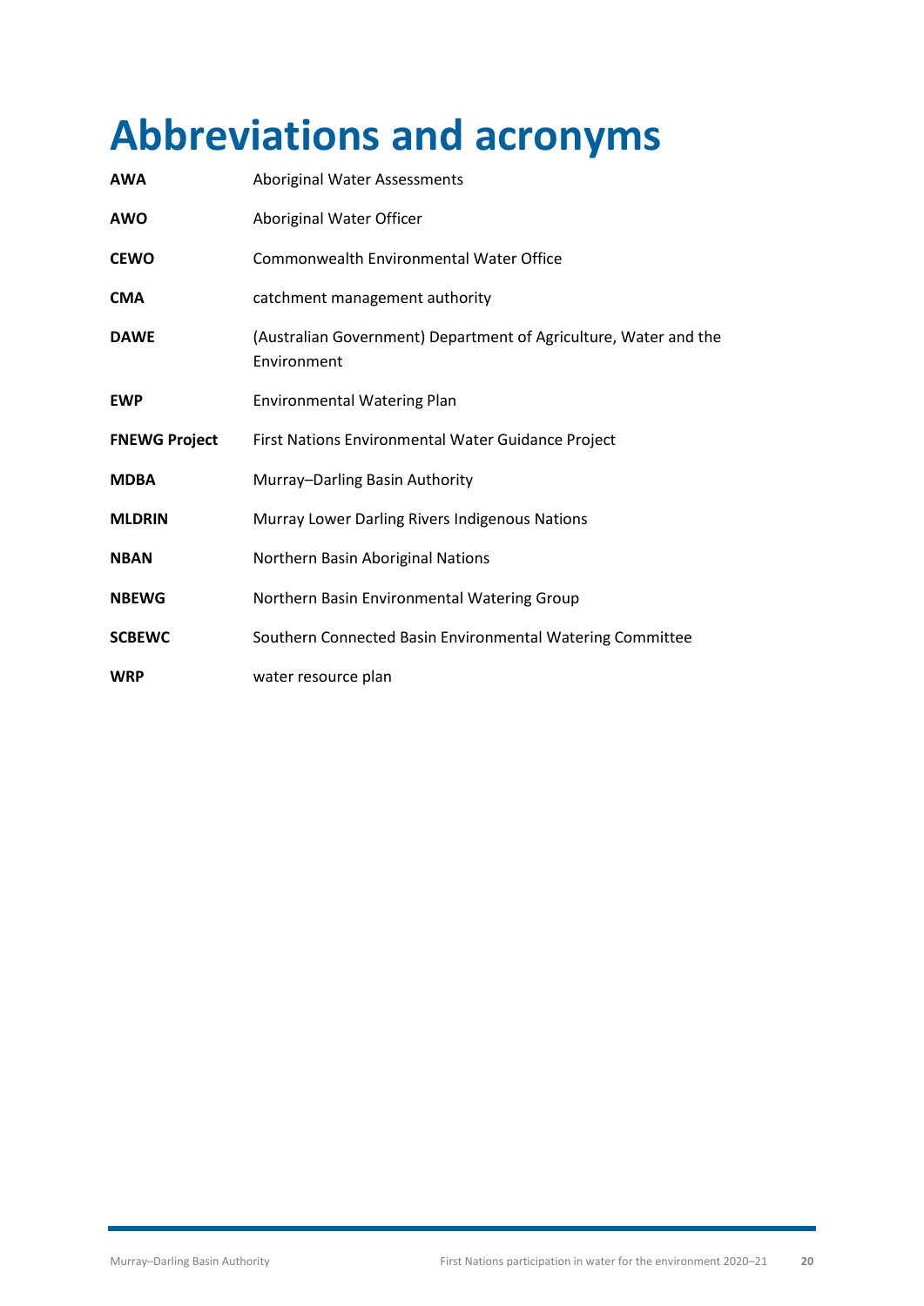# Abbreviations and acronyms

| | |
|---|---|
| **AWA** | Aboriginal Water Assessments |
| **AWO** | Aboriginal Water Officer |
| **CEWO** | Commonwealth Environmental Water Office |
| **CMA** | catchment management authority |
| **DAWE** | (Australian Government) Department of Agriculture, Water and the Environment |
| **EWP** | Environmental Watering Plan |
| **FNEWG Project** | First Nations Environmental Water Guidance Project |
| **MDBA** | Murray–Darling Basin Authority |
| **MLDRIN** | Murray Lower Darling Rivers Indigenous Nations |
| **NBAN** | Northern Basin Aboriginal Nations |
| **NBEWG** | Northern Basin Environmental Watering Group |
| **SCBEWC** | Southern Connected Basin Environmental Watering Committee |
| **WRP** | water resource plan |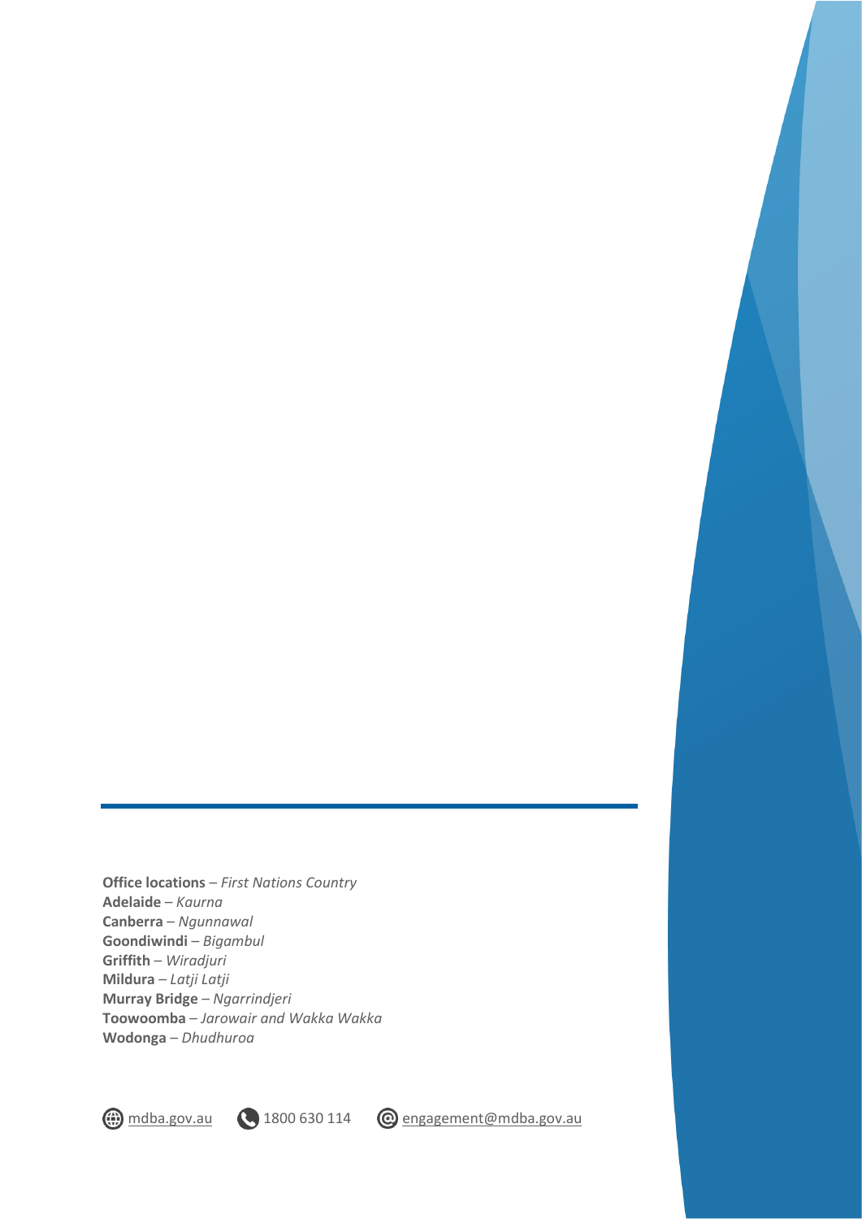**Office locations** – *First Nations Country*
**Adelaide** – *Kaurna*
**Canberra** – *Ngunnawal*
**Goondiwindi** – *Bigambul*
**Griffith** – *Wiradjuri*
**Mildura** – *Latji Latji*
**Murray Bridge** – *Ngarrindjeri*
**Toowoomba** – *Jarowair and Wakka Wakka*
**Wodonga** – *Dhudhuroa*

mdba.gov.au 1800 630 114 engagement@mdba.gov.au